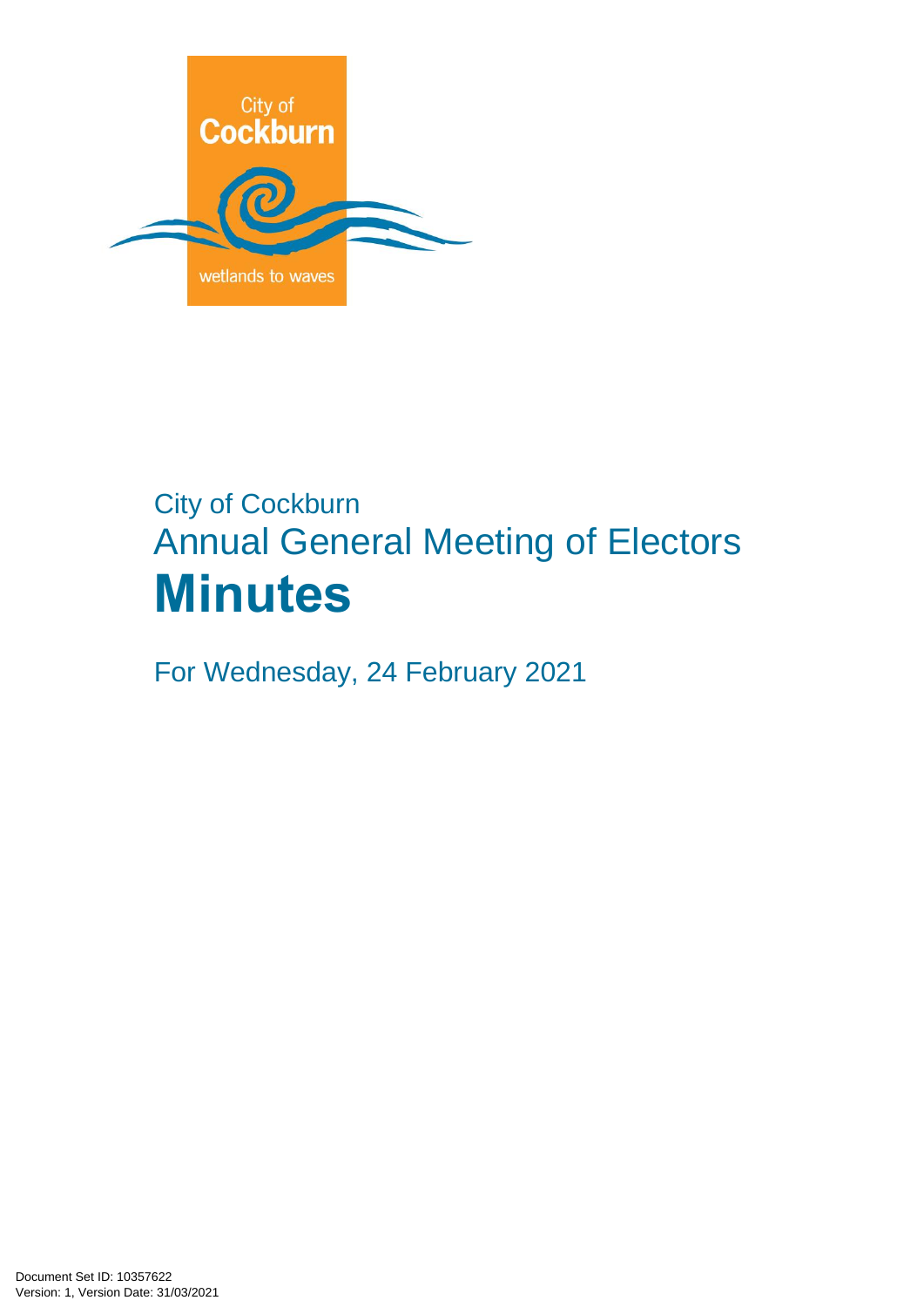City of Cockburn

wetlands to waves

City of Cockburn

# Annual General Meeting of Electors

# Minutes

For Wednesday, 24 February 2021

Document Set ID: 10357622
Version: 1, Version Date: 31/03/2021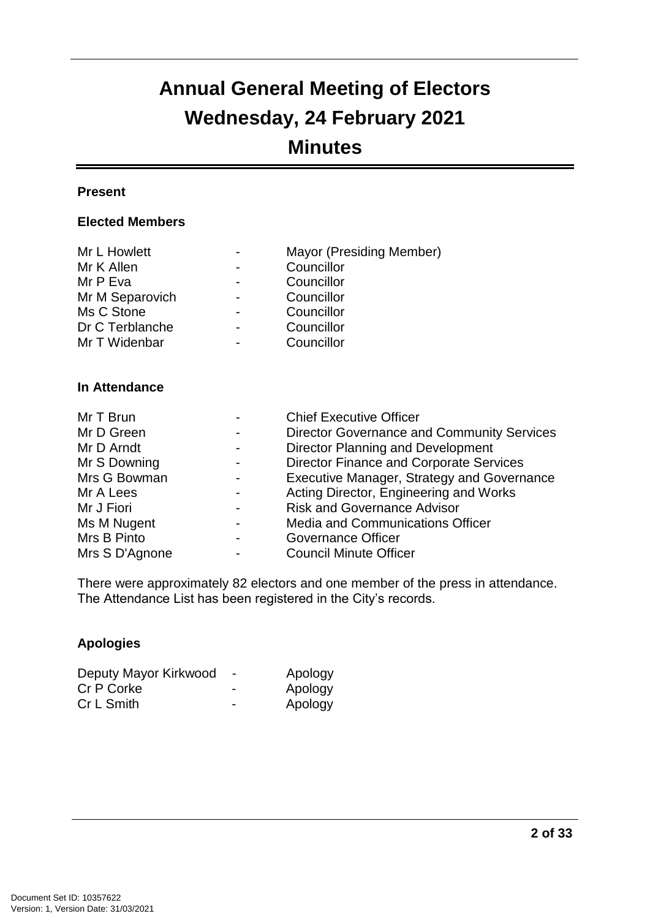# Annual General Meeting of Electors

# Wednesday, 24 February 2021

# Minutes

### Present

#### Elected Members

| | | |
|---|---|---|
| Mr L Howlett | - | Mayor (Presiding Member) |
| Mr K Allen | - | Councillor |
| Mr P Eva | - | Councillor |
| Mr M Separovich | - | Councillor |
| Ms C Stone | - | Councillor |
| Dr C Terblanche | - | Councillor |
| Mr T Widenbar | - | Councillor |

#### In Attendance

| | | |
|---|---|---|
| Mr T Brun | - | Chief Executive Officer |
| Mr D Green | - | Director Governance and Community Services |
| Mr D Arndt | - | Director Planning and Development |
| Mr S Downing | - | Director Finance and Corporate Services |
| Mrs G Bowman | - | Executive Manager, Strategy and Governance |
| Mr A Lees | - | Acting Director, Engineering and Works |
| Mr J Fiori | - | Risk and Governance Advisor |
| Ms M Nugent | - | Media and Communications Officer |
| Mrs B Pinto | - | Governance Officer |
| Mrs S D'Agnone | - | Council Minute Officer |

There were approximately 82 electors and one member of the press in attendance. The Attendance List has been registered in the City's records.

### Apologies

| | | |
|---|---|---|
| Deputy Mayor Kirkwood | - | Apology |
| Cr P Corke | - | Apology |
| Cr L Smith | - | Apology |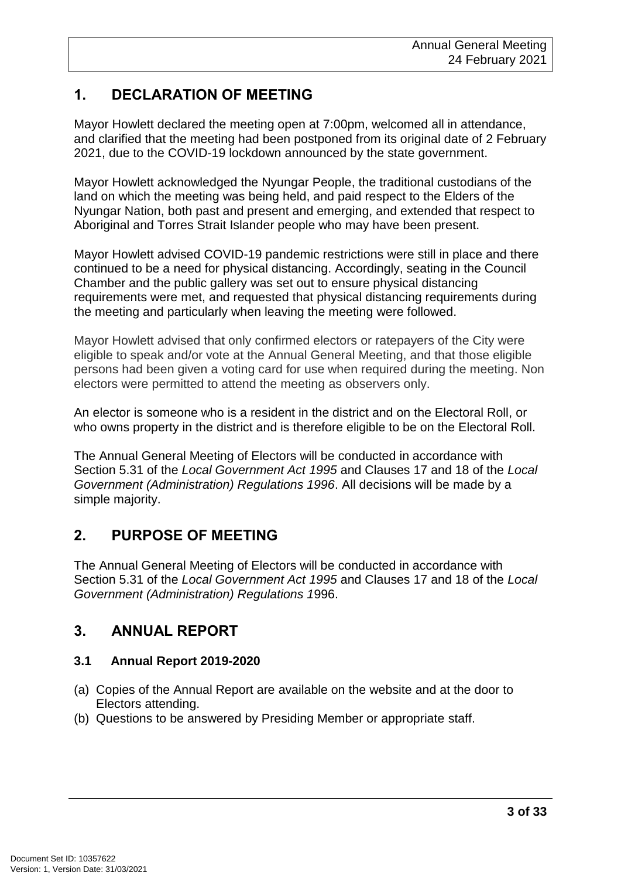## 1. DECLARATION OF MEETING

Mayor Howlett declared the meeting open at 7:00pm, welcomed all in attendance, and clarified that the meeting had been postponed from its original date of 2 February 2021, due to the COVID-19 lockdown announced by the state government.

Mayor Howlett acknowledged the Nyungar People, the traditional custodians of the land on which the meeting was being held, and paid respect to the Elders of the Nyungar Nation, both past and present and emerging, and extended that respect to Aboriginal and Torres Strait Islander people who may have been present.

Mayor Howlett advised COVID-19 pandemic restrictions were still in place and there continued to be a need for physical distancing. Accordingly, seating in the Council Chamber and the public gallery was set out to ensure physical distancing requirements were met, and requested that physical distancing requirements during the meeting and particularly when leaving the meeting were followed.

Mayor Howlett advised that only confirmed electors or ratepayers of the City were eligible to speak and/or vote at the Annual General Meeting, and that those eligible persons had been given a voting card for use when required during the meeting. Non electors were permitted to attend the meeting as observers only.

An elector is someone who is a resident in the district and on the Electoral Roll, or who owns property in the district and is therefore eligible to be on the Electoral Roll.

The Annual General Meeting of Electors will be conducted in accordance with Section 5.31 of the *Local Government Act 1995* and Clauses 17 and 18 of the *Local Government (Administration) Regulations 1996*. All decisions will be made by a simple majority.

## 2. PURPOSE OF MEETING

The Annual General Meeting of Electors will be conducted in accordance with Section 5.31 of the *Local Government Act 1995* and Clauses 17 and 18 of the *Local Government (Administration) Regulations 1*996.

## 3. ANNUAL REPORT

### 3.1 Annual Report 2019-2020

(a) Copies of the Annual Report are available on the website and at the door to Electors attending.
(b) Questions to be answered by Presiding Member or appropriate staff.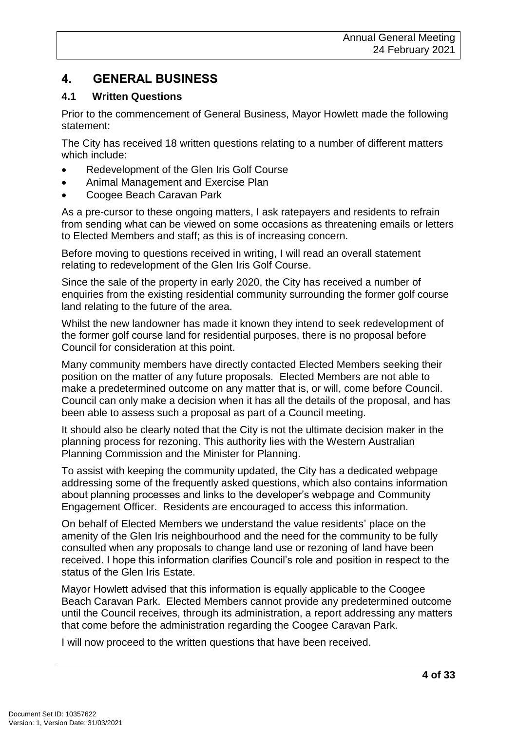## 4. GENERAL BUSINESS

### 4.1 Written Questions

Prior to the commencement of General Business, Mayor Howlett made the following statement:

The City has received 18 written questions relating to a number of different matters which include:

- Redevelopment of the Glen Iris Golf Course
- Animal Management and Exercise Plan
- Coogee Beach Caravan Park

As a pre-cursor to these ongoing matters, I ask ratepayers and residents to refrain from sending what can be viewed on some occasions as threatening emails or letters to Elected Members and staff; as this is of increasing concern.

Before moving to questions received in writing, I will read an overall statement relating to redevelopment of the Glen Iris Golf Course.

Since the sale of the property in early 2020, the City has received a number of enquiries from the existing residential community surrounding the former golf course land relating to the future of the area.

Whilst the new landowner has made it known they intend to seek redevelopment of the former golf course land for residential purposes, there is no proposal before Council for consideration at this point.

Many community members have directly contacted Elected Members seeking their position on the matter of any future proposals. Elected Members are not able to make a predetermined outcome on any matter that is, or will, come before Council. Council can only make a decision when it has all the details of the proposal, and has been able to assess such a proposal as part of a Council meeting.

It should also be clearly noted that the City is not the ultimate decision maker in the planning process for rezoning. This authority lies with the Western Australian Planning Commission and the Minister for Planning.

To assist with keeping the community updated, the City has a dedicated webpage addressing some of the frequently asked questions, which also contains information about planning processes and links to the developer's webpage and Community Engagement Officer. Residents are encouraged to access this information.

On behalf of Elected Members we understand the value residents' place on the amenity of the Glen Iris neighbourhood and the need for the community to be fully consulted when any proposals to change land use or rezoning of land have been received. I hope this information clarifies Council's role and position in respect to the status of the Glen Iris Estate.

Mayor Howlett advised that this information is equally applicable to the Coogee Beach Caravan Park. Elected Members cannot provide any predetermined outcome until the Council receives, through its administration, a report addressing any matters that come before the administration regarding the Coogee Caravan Park.

I will now proceed to the written questions that have been received.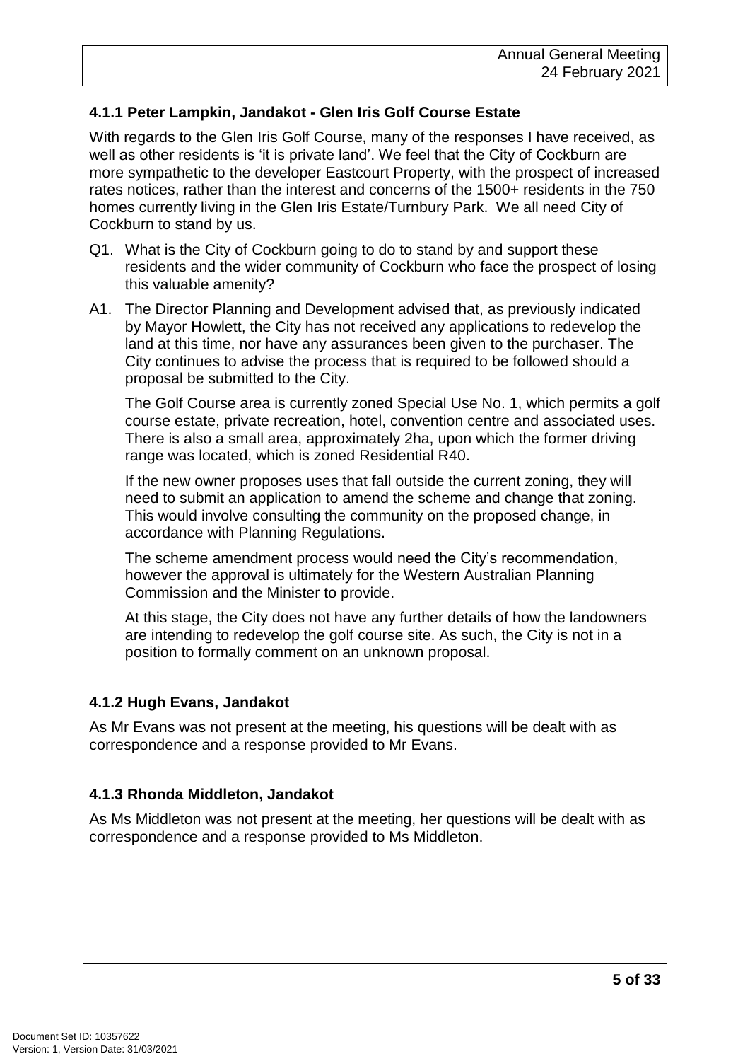### 4.1.1 Peter Lampkin, Jandakot - Glen Iris Golf Course Estate

With regards to the Glen Iris Golf Course, many of the responses I have received, as well as other residents is 'it is private land'. We feel that the City of Cockburn are more sympathetic to the developer Eastcourt Property, with the prospect of increased rates notices, rather than the interest and concerns of the 1500+ residents in the 750 homes currently living in the Glen Iris Estate/Turnbury Park. We all need City of Cockburn to stand by us.

Q1. What is the City of Cockburn going to do to stand by and support these residents and the wider community of Cockburn who face the prospect of losing this valuable amenity?

A1. The Director Planning and Development advised that, as previously indicated by Mayor Howlett, the City has not received any applications to redevelop the land at this time, nor have any assurances been given to the purchaser. The City continues to advise the process that is required to be followed should a proposal be submitted to the City.

The Golf Course area is currently zoned Special Use No. 1, which permits a golf course estate, private recreation, hotel, convention centre and associated uses. There is also a small area, approximately 2ha, upon which the former driving range was located, which is zoned Residential R40.

If the new owner proposes uses that fall outside the current zoning, they will need to submit an application to amend the scheme and change that zoning. This would involve consulting the community on the proposed change, in accordance with Planning Regulations.

The scheme amendment process would need the City's recommendation, however the approval is ultimately for the Western Australian Planning Commission and the Minister to provide.

At this stage, the City does not have any further details of how the landowners are intending to redevelop the golf course site. As such, the City is not in a position to formally comment on an unknown proposal.

### 4.1.2 Hugh Evans, Jandakot

As Mr Evans was not present at the meeting, his questions will be dealt with as correspondence and a response provided to Mr Evans.

### 4.1.3 Rhonda Middleton, Jandakot

As Ms Middleton was not present at the meeting, her questions will be dealt with as correspondence and a response provided to Ms Middleton.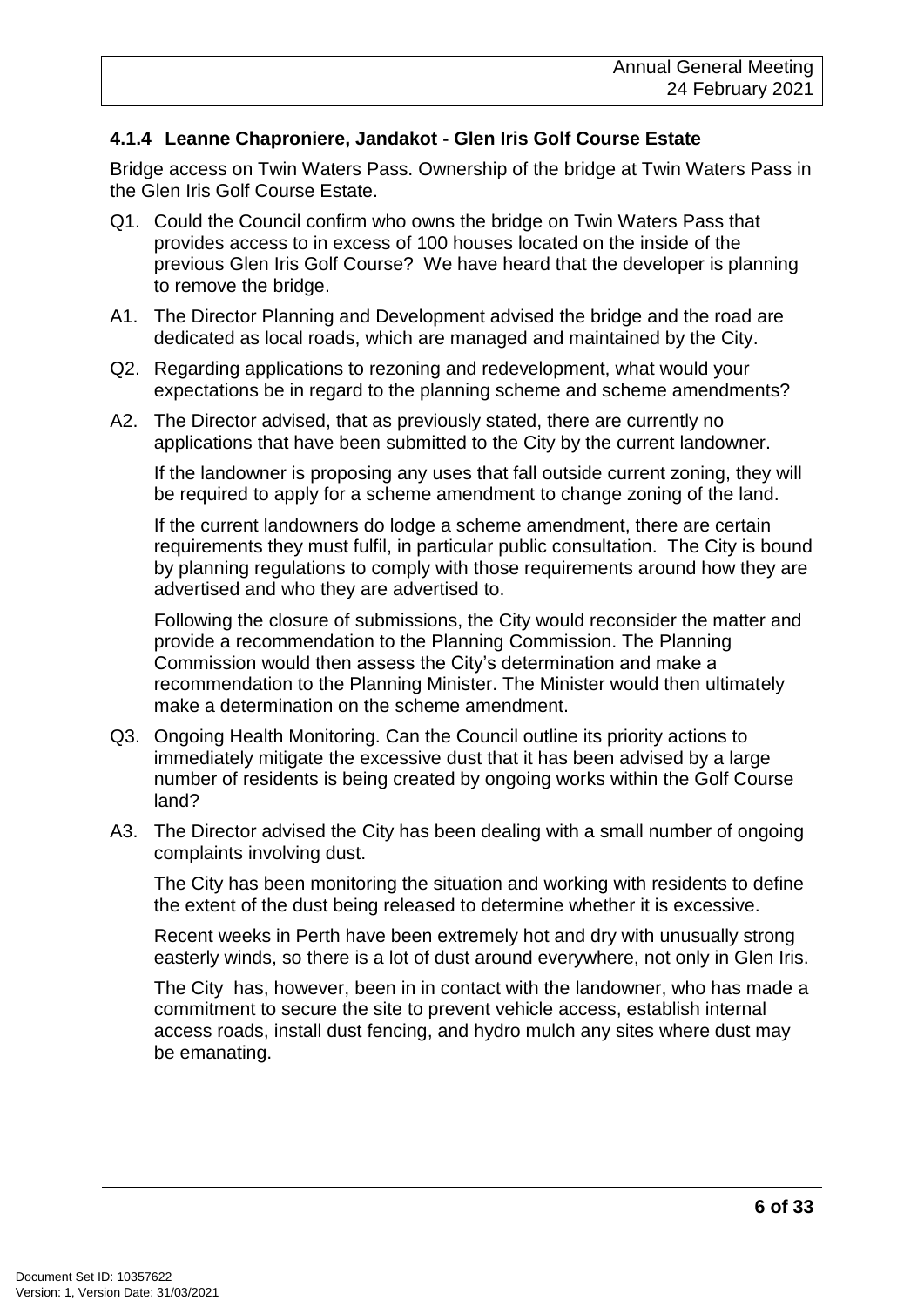### 4.1.4 Leanne Chaproniere, Jandakot - Glen Iris Golf Course Estate

Bridge access on Twin Waters Pass. Ownership of the bridge at Twin Waters Pass in the Glen Iris Golf Course Estate.

Q1. Could the Council confirm who owns the bridge on Twin Waters Pass that provides access to in excess of 100 houses located on the inside of the previous Glen Iris Golf Course? We have heard that the developer is planning to remove the bridge.

A1. The Director Planning and Development advised the bridge and the road are dedicated as local roads, which are managed and maintained by the City.

Q2. Regarding applications to rezoning and redevelopment, what would your expectations be in regard to the planning scheme and scheme amendments?

A2. The Director advised, that as previously stated, there are currently no applications that have been submitted to the City by the current landowner.

If the landowner is proposing any uses that fall outside current zoning, they will be required to apply for a scheme amendment to change zoning of the land.

If the current landowners do lodge a scheme amendment, there are certain requirements they must fulfil, in particular public consultation. The City is bound by planning regulations to comply with those requirements around how they are advertised and who they are advertised to.

Following the closure of submissions, the City would reconsider the matter and provide a recommendation to the Planning Commission. The Planning Commission would then assess the City's determination and make a recommendation to the Planning Minister. The Minister would then ultimately make a determination on the scheme amendment.

Q3. Ongoing Health Monitoring. Can the Council outline its priority actions to immediately mitigate the excessive dust that it has been advised by a large number of residents is being created by ongoing works within the Golf Course land?

A3. The Director advised the City has been dealing with a small number of ongoing complaints involving dust.

The City has been monitoring the situation and working with residents to define the extent of the dust being released to determine whether it is excessive.

Recent weeks in Perth have been extremely hot and dry with unusually strong easterly winds, so there is a lot of dust around everywhere, not only in Glen Iris.

The City has, however, been in in contact with the landowner, who has made a commitment to secure the site to prevent vehicle access, establish internal access roads, install dust fencing, and hydro mulch any sites where dust may be emanating.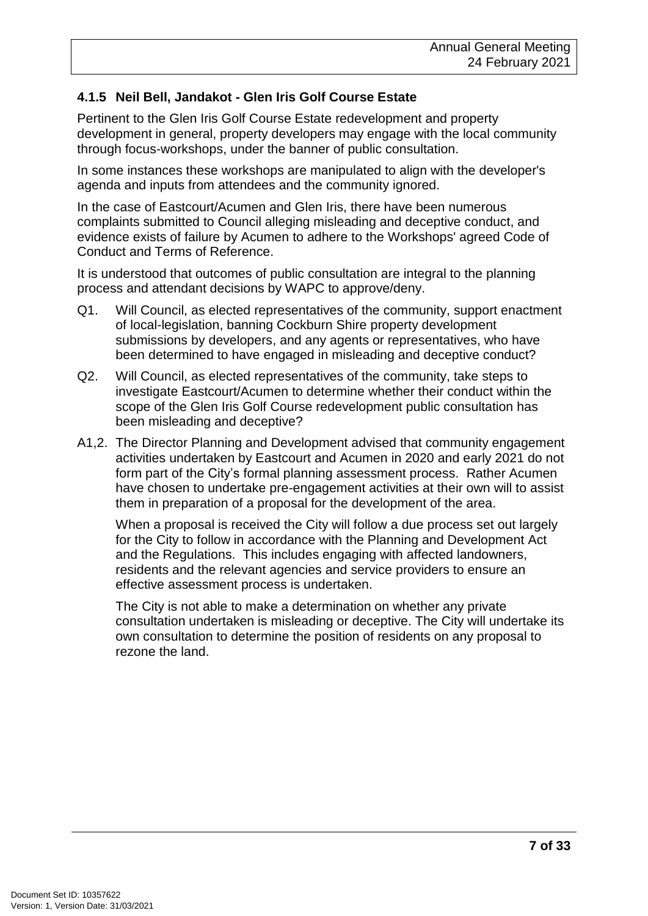### 4.1.5 Neil Bell, Jandakot - Glen Iris Golf Course Estate

Pertinent to the Glen Iris Golf Course Estate redevelopment and property development in general, property developers may engage with the local community through focus-workshops, under the banner of public consultation.

In some instances these workshops are manipulated to align with the developer's agenda and inputs from attendees and the community ignored.

In the case of Eastcourt/Acumen and Glen Iris, there have been numerous complaints submitted to Council alleging misleading and deceptive conduct, and evidence exists of failure by Acumen to adhere to the Workshops' agreed Code of Conduct and Terms of Reference.

It is understood that outcomes of public consultation are integral to the planning process and attendant decisions by WAPC to approve/deny.

Q1. Will Council, as elected representatives of the community, support enactment of local-legislation, banning Cockburn Shire property development submissions by developers, and any agents or representatives, who have been determined to have engaged in misleading and deceptive conduct?

Q2. Will Council, as elected representatives of the community, take steps to investigate Eastcourt/Acumen to determine whether their conduct within the scope of the Glen Iris Golf Course redevelopment public consultation has been misleading and deceptive?

A1,2. The Director Planning and Development advised that community engagement activities undertaken by Eastcourt and Acumen in 2020 and early 2021 do not form part of the City's formal planning assessment process. Rather Acumen have chosen to undertake pre-engagement activities at their own will to assist them in preparation of a proposal for the development of the area.

When a proposal is received the City will follow a due process set out largely for the City to follow in accordance with the Planning and Development Act and the Regulations. This includes engaging with affected landowners, residents and the relevant agencies and service providers to ensure an effective assessment process is undertaken.

The City is not able to make a determination on whether any private consultation undertaken is misleading or deceptive. The City will undertake its own consultation to determine the position of residents on any proposal to rezone the land.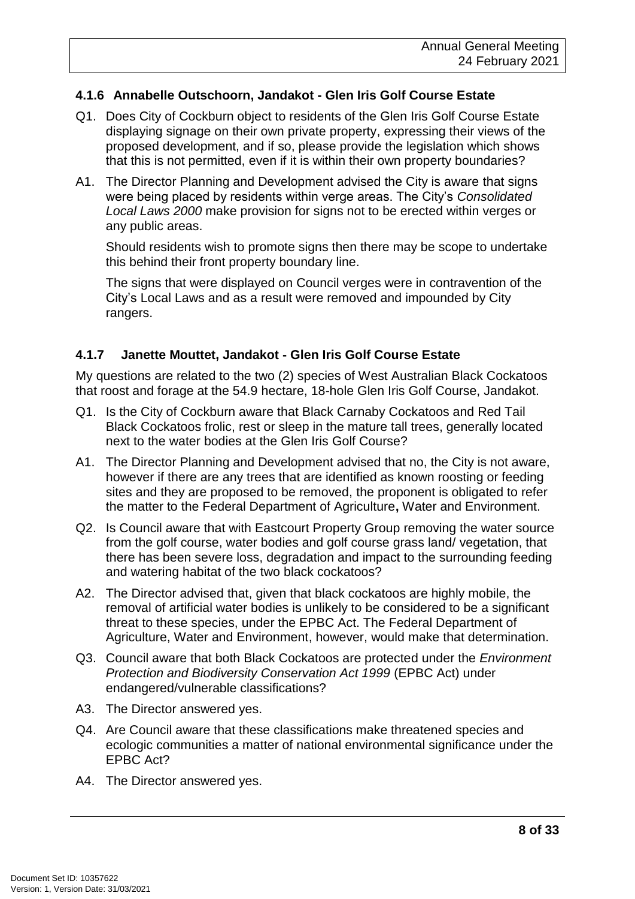### 4.1.6 Annabelle Outschoorn, Jandakot - Glen Iris Golf Course Estate

Q1. Does City of Cockburn object to residents of the Glen Iris Golf Course Estate displaying signage on their own private property, expressing their views of the proposed development, and if so, please provide the legislation which shows that this is not permitted, even if it is within their own property boundaries?

A1. The Director Planning and Development advised the City is aware that signs were being placed by residents within verge areas. The City's *Consolidated Local Laws 2000* make provision for signs not to be erected within verges or any public areas.

Should residents wish to promote signs then there may be scope to undertake this behind their front property boundary line.

The signs that were displayed on Council verges were in contravention of the City's Local Laws and as a result were removed and impounded by City rangers.

### 4.1.7 Janette Mouttet, Jandakot - Glen Iris Golf Course Estate

My questions are related to the two (2) species of West Australian Black Cockatoos that roost and forage at the 54.9 hectare, 18-hole Glen Iris Golf Course, Jandakot.

Q1. Is the City of Cockburn aware that Black Carnaby Cockatoos and Red Tail Black Cockatoos frolic, rest or sleep in the mature tall trees, generally located next to the water bodies at the Glen Iris Golf Course?

A1. The Director Planning and Development advised that no, the City is not aware, however if there are any trees that are identified as known roosting or feeding sites and they are proposed to be removed, the proponent is obligated to refer the matter to the Federal Department of Agriculture**,** Water and Environment.

Q2. Is Council aware that with Eastcourt Property Group removing the water source from the golf course, water bodies and golf course grass land/ vegetation, that there has been severe loss, degradation and impact to the surrounding feeding and watering habitat of the two black cockatoos?

A2. The Director advised that, given that black cockatoos are highly mobile, the removal of artificial water bodies is unlikely to be considered to be a significant threat to these species, under the EPBC Act. The Federal Department of Agriculture, Water and Environment, however, would make that determination.

Q3. Council aware that both Black Cockatoos are protected under the *Environment Protection and Biodiversity Conservation Act 1999* (EPBC Act) under endangered/vulnerable classifications?

A3. The Director answered yes.

Q4. Are Council aware that these classifications make threatened species and ecologic communities a matter of national environmental significance under the EPBC Act?

A4. The Director answered yes.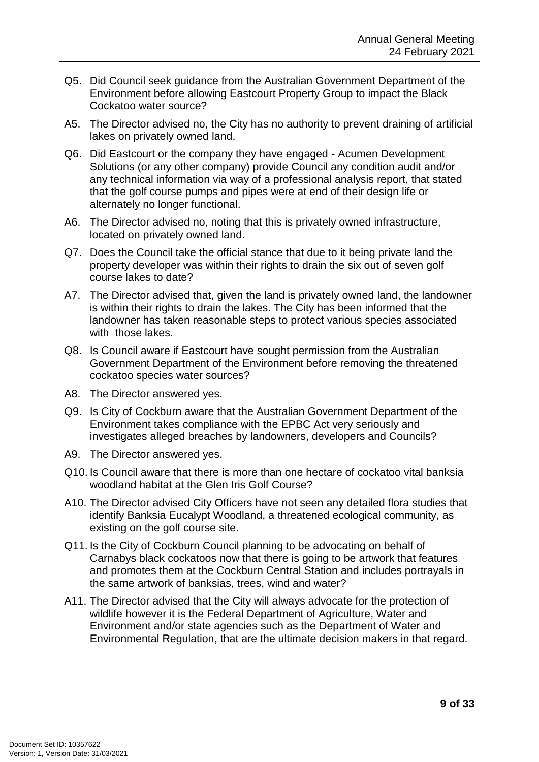Q5. Did Council seek guidance from the Australian Government Department of the Environment before allowing Eastcourt Property Group to impact the Black Cockatoo water source?

A5. The Director advised no, the City has no authority to prevent draining of artificial lakes on privately owned land.

Q6. Did Eastcourt or the company they have engaged - Acumen Development Solutions (or any other company) provide Council any condition audit and/or any technical information via way of a professional analysis report, that stated that the golf course pumps and pipes were at end of their design life or alternately no longer functional.

A6. The Director advised no, noting that this is privately owned infrastructure, located on privately owned land.

Q7. Does the Council take the official stance that due to it being private land the property developer was within their rights to drain the six out of seven golf course lakes to date?

A7. The Director advised that, given the land is privately owned land, the landowner is within their rights to drain the lakes. The City has been informed that the landowner has taken reasonable steps to protect various species associated with those lakes.

Q8. Is Council aware if Eastcourt have sought permission from the Australian Government Department of the Environment before removing the threatened cockatoo species water sources?

A8. The Director answered yes.

Q9. Is City of Cockburn aware that the Australian Government Department of the Environment takes compliance with the EPBC Act very seriously and investigates alleged breaches by landowners, developers and Councils?

A9. The Director answered yes.

Q10. Is Council aware that there is more than one hectare of cockatoo vital banksia woodland habitat at the Glen Iris Golf Course?

A10. The Director advised City Officers have not seen any detailed flora studies that identify Banksia Eucalypt Woodland, a threatened ecological community, as existing on the golf course site.

Q11. Is the City of Cockburn Council planning to be advocating on behalf of Carnabys black cockatoos now that there is going to be artwork that features and promotes them at the Cockburn Central Station and includes portrayals in the same artwork of banksias, trees, wind and water?

A11. The Director advised that the City will always advocate for the protection of wildlife however it is the Federal Department of Agriculture, Water and Environment and/or state agencies such as the Department of Water and Environmental Regulation, that are the ultimate decision makers in that regard.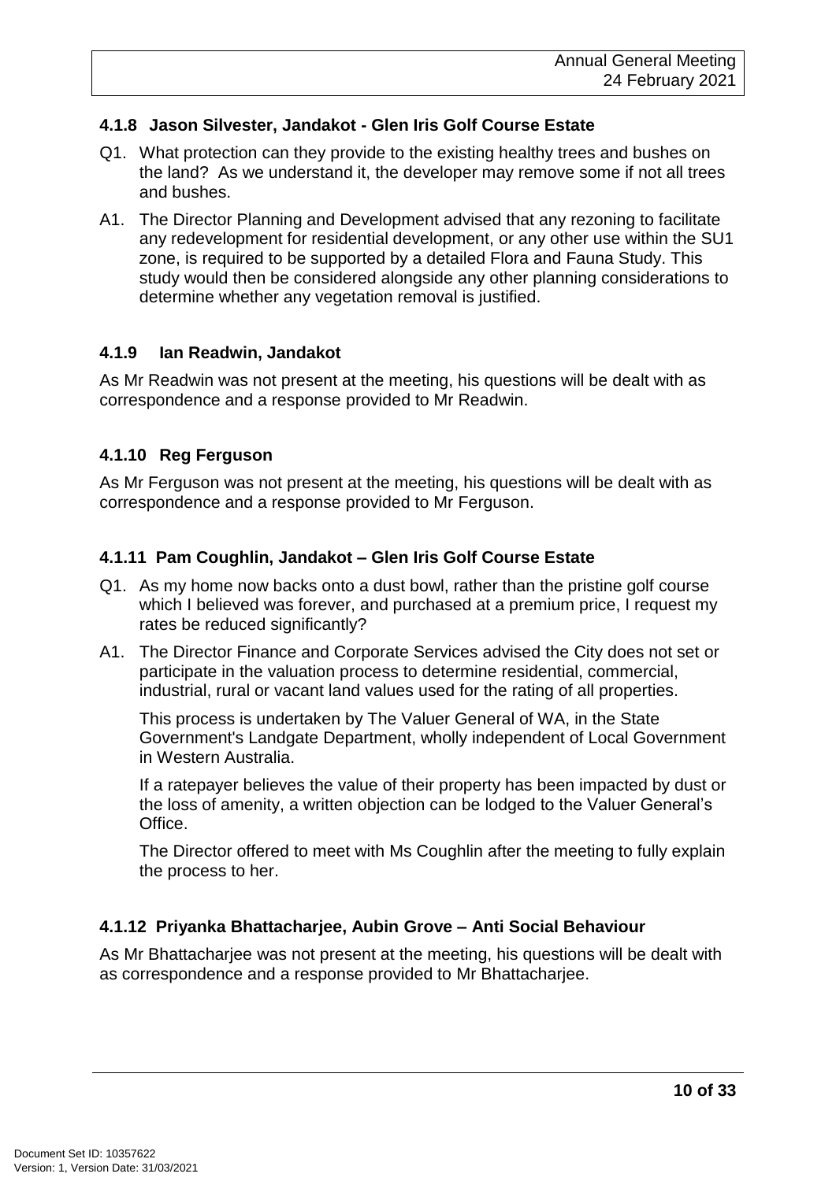### 4.1.8 Jason Silvester, Jandakot - Glen Iris Golf Course Estate

Q1. What protection can they provide to the existing healthy trees and bushes on the land? As we understand it, the developer may remove some if not all trees and bushes.

A1. The Director Planning and Development advised that any rezoning to facilitate any redevelopment for residential development, or any other use within the SU1 zone, is required to be supported by a detailed Flora and Fauna Study. This study would then be considered alongside any other planning considerations to determine whether any vegetation removal is justified.

### 4.1.9 Ian Readwin, Jandakot

As Mr Readwin was not present at the meeting, his questions will be dealt with as correspondence and a response provided to Mr Readwin.

### 4.1.10 Reg Ferguson

As Mr Ferguson was not present at the meeting, his questions will be dealt with as correspondence and a response provided to Mr Ferguson.

### 4.1.11 Pam Coughlin, Jandakot – Glen Iris Golf Course Estate

Q1. As my home now backs onto a dust bowl, rather than the pristine golf course which I believed was forever, and purchased at a premium price, I request my rates be reduced significantly?

A1. The Director Finance and Corporate Services advised the City does not set or participate in the valuation process to determine residential, commercial, industrial, rural or vacant land values used for the rating of all properties.

This process is undertaken by The Valuer General of WA, in the State Government's Landgate Department, wholly independent of Local Government in Western Australia.

If a ratepayer believes the value of their property has been impacted by dust or the loss of amenity, a written objection can be lodged to the Valuer General's Office.

The Director offered to meet with Ms Coughlin after the meeting to fully explain the process to her.

### 4.1.12 Priyanka Bhattacharjee, Aubin Grove – Anti Social Behaviour

As Mr Bhattacharjee was not present at the meeting, his questions will be dealt with as correspondence and a response provided to Mr Bhattacharjee.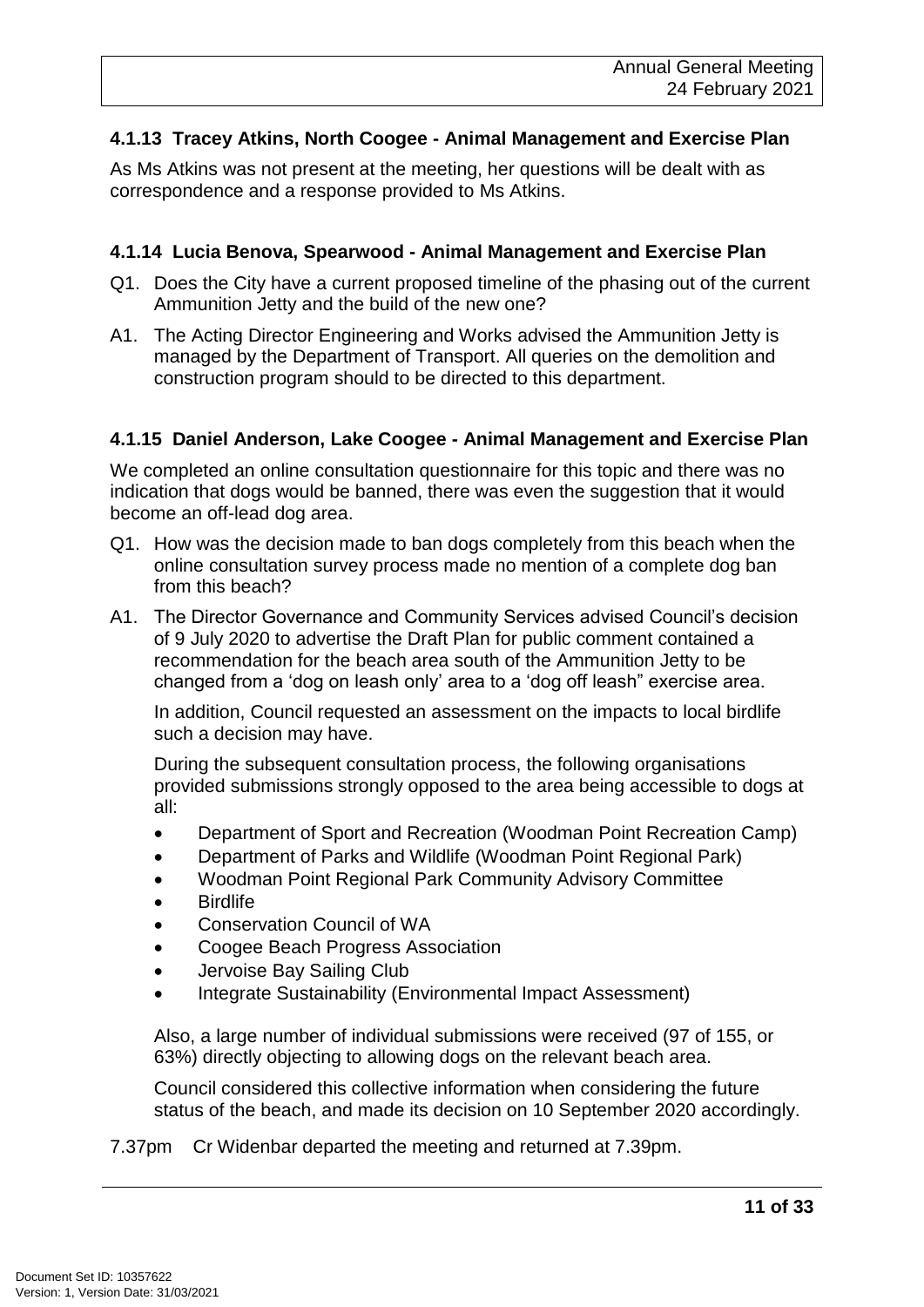#### 4.1.13 Tracey Atkins, North Coogee - Animal Management and Exercise Plan

As Ms Atkins was not present at the meeting, her questions will be dealt with as correspondence and a response provided to Ms Atkins.

#### 4.1.14 Lucia Benova, Spearwood - Animal Management and Exercise Plan

Q1. Does the City have a current proposed timeline of the phasing out of the current Ammunition Jetty and the build of the new one?

A1. The Acting Director Engineering and Works advised the Ammunition Jetty is managed by the Department of Transport. All queries on the demolition and construction program should to be directed to this department.

#### 4.1.15 Daniel Anderson, Lake Coogee - Animal Management and Exercise Plan

We completed an online consultation questionnaire for this topic and there was no indication that dogs would be banned, there was even the suggestion that it would become an off-lead dog area.

Q1. How was the decision made to ban dogs completely from this beach when the online consultation survey process made no mention of a complete dog ban from this beach?

A1. The Director Governance and Community Services advised Council's decision of 9 July 2020 to advertise the Draft Plan for public comment contained a recommendation for the beach area south of the Ammunition Jetty to be changed from a 'dog on leash only' area to a 'dog off leash" exercise area.

In addition, Council requested an assessment on the impacts to local birdlife such a decision may have.

During the subsequent consultation process, the following organisations provided submissions strongly opposed to the area being accessible to dogs at all:

- Department of Sport and Recreation (Woodman Point Recreation Camp)
- Department of Parks and Wildlife (Woodman Point Regional Park)
- Woodman Point Regional Park Community Advisory Committee
- Birdlife
- Conservation Council of WA
- Coogee Beach Progress Association
- Jervoise Bay Sailing Club
- Integrate Sustainability (Environmental Impact Assessment)

Also, a large number of individual submissions were received (97 of 155, or 63%) directly objecting to allowing dogs on the relevant beach area.

Council considered this collective information when considering the future status of the beach, and made its decision on 10 September 2020 accordingly.

7.37pm Cr Widenbar departed the meeting and returned at 7.39pm.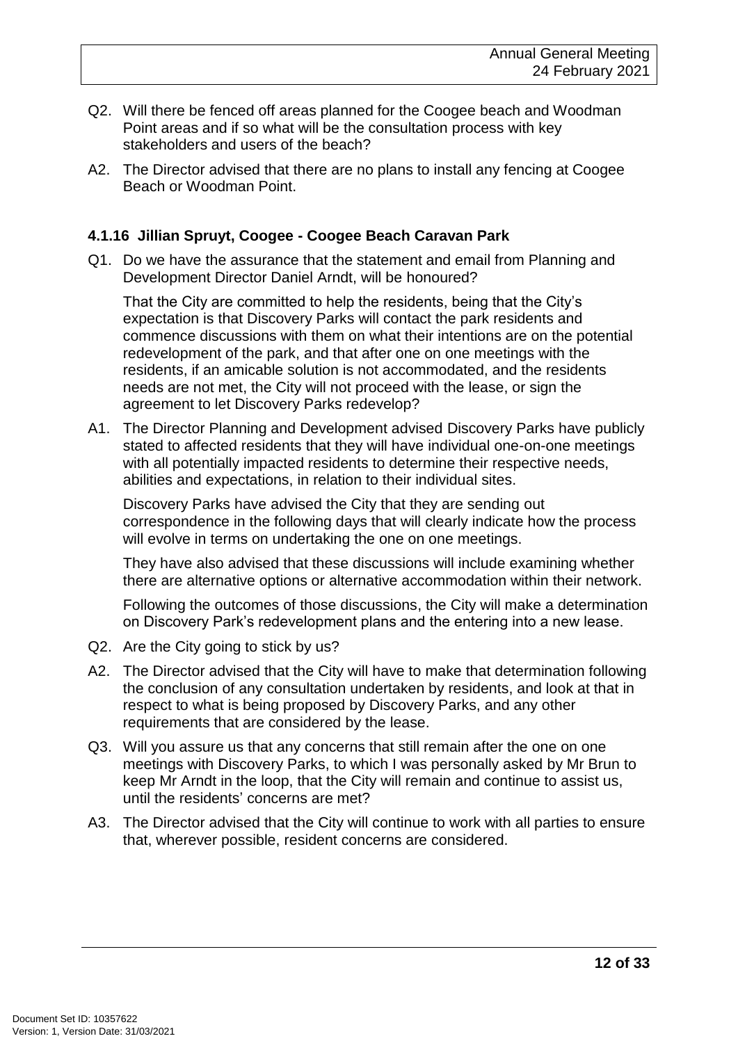Q2. Will there be fenced off areas planned for the Coogee beach and Woodman Point areas and if so what will be the consultation process with key stakeholders and users of the beach?

A2. The Director advised that there are no plans to install any fencing at Coogee Beach or Woodman Point.

### 4.1.16 Jillian Spruyt, Coogee - Coogee Beach Caravan Park

Q1. Do we have the assurance that the statement and email from Planning and Development Director Daniel Arndt, will be honoured?

That the City are committed to help the residents, being that the City's expectation is that Discovery Parks will contact the park residents and commence discussions with them on what their intentions are on the potential redevelopment of the park, and that after one on one meetings with the residents, if an amicable solution is not accommodated, and the residents needs are not met, the City will not proceed with the lease, or sign the agreement to let Discovery Parks redevelop?

A1. The Director Planning and Development advised Discovery Parks have publicly stated to affected residents that they will have individual one-on-one meetings with all potentially impacted residents to determine their respective needs, abilities and expectations, in relation to their individual sites.

Discovery Parks have advised the City that they are sending out correspondence in the following days that will clearly indicate how the process will evolve in terms on undertaking the one on one meetings.

They have also advised that these discussions will include examining whether there are alternative options or alternative accommodation within their network.

Following the outcomes of those discussions, the City will make a determination on Discovery Park's redevelopment plans and the entering into a new lease.

Q2. Are the City going to stick by us?

A2. The Director advised that the City will have to make that determination following the conclusion of any consultation undertaken by residents, and look at that in respect to what is being proposed by Discovery Parks, and any other requirements that are considered by the lease.

Q3. Will you assure us that any concerns that still remain after the one on one meetings with Discovery Parks, to which I was personally asked by Mr Brun to keep Mr Arndt in the loop, that the City will remain and continue to assist us, until the residents' concerns are met?

A3. The Director advised that the City will continue to work with all parties to ensure that, wherever possible, resident concerns are considered.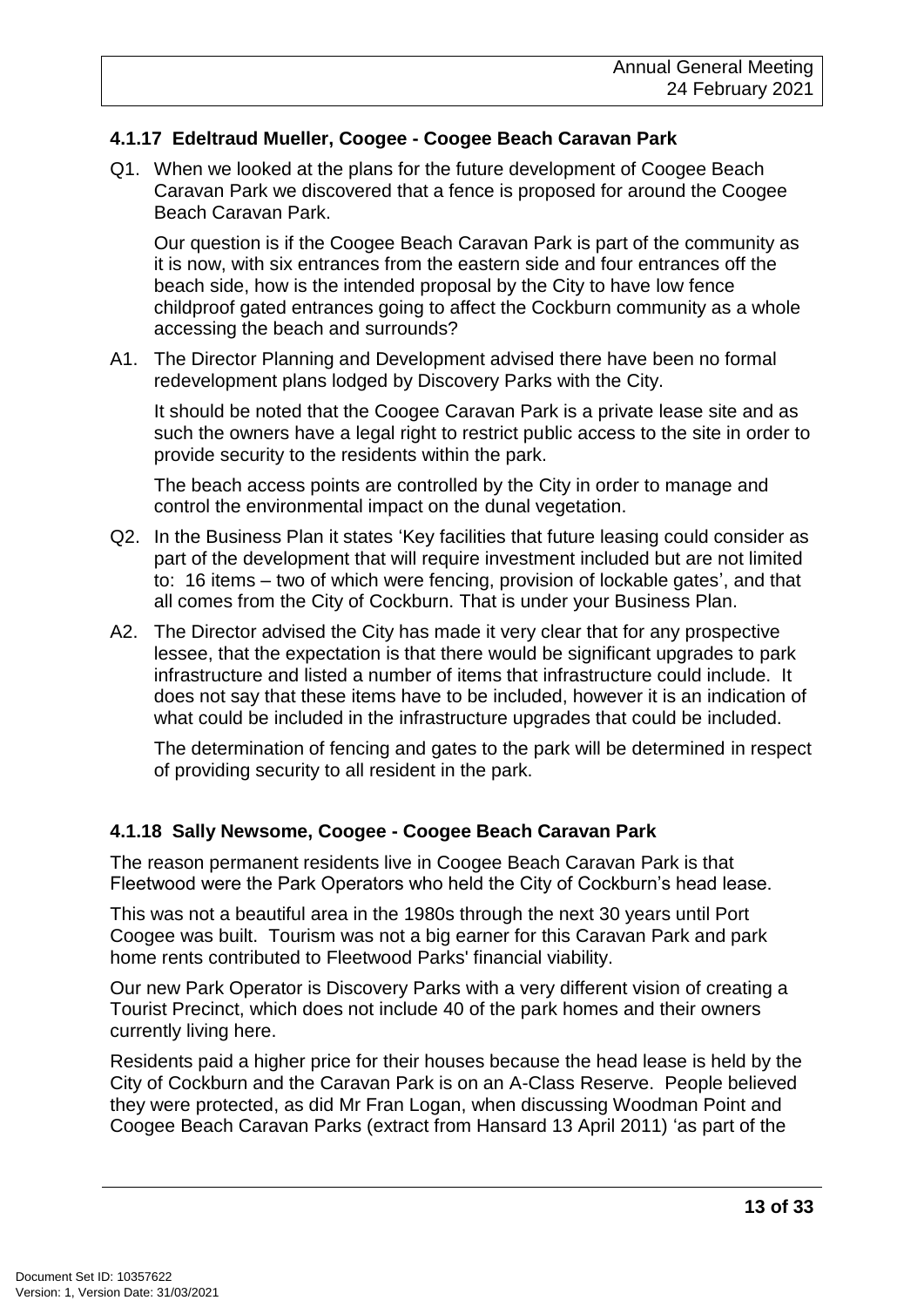### 4.1.17 Edeltraud Mueller, Coogee - Coogee Beach Caravan Park

Q1. When we looked at the plans for the future development of Coogee Beach Caravan Park we discovered that a fence is proposed for around the Coogee Beach Caravan Park.

Our question is if the Coogee Beach Caravan Park is part of the community as it is now, with six entrances from the eastern side and four entrances off the beach side, how is the intended proposal by the City to have low fence childproof gated entrances going to affect the Cockburn community as a whole accessing the beach and surrounds?

A1. The Director Planning and Development advised there have been no formal redevelopment plans lodged by Discovery Parks with the City.

It should be noted that the Coogee Caravan Park is a private lease site and as such the owners have a legal right to restrict public access to the site in order to provide security to the residents within the park.

The beach access points are controlled by the City in order to manage and control the environmental impact on the dunal vegetation.

Q2. In the Business Plan it states 'Key facilities that future leasing could consider as part of the development that will require investment included but are not limited to: 16 items – two of which were fencing, provision of lockable gates', and that all comes from the City of Cockburn. That is under your Business Plan.

A2. The Director advised the City has made it very clear that for any prospective lessee, that the expectation is that there would be significant upgrades to park infrastructure and listed a number of items that infrastructure could include. It does not say that these items have to be included, however it is an indication of what could be included in the infrastructure upgrades that could be included.

The determination of fencing and gates to the park will be determined in respect of providing security to all resident in the park.

### 4.1.18 Sally Newsome, Coogee - Coogee Beach Caravan Park

The reason permanent residents live in Coogee Beach Caravan Park is that Fleetwood were the Park Operators who held the City of Cockburn's head lease.

This was not a beautiful area in the 1980s through the next 30 years until Port Coogee was built. Tourism was not a big earner for this Caravan Park and park home rents contributed to Fleetwood Parks' financial viability.

Our new Park Operator is Discovery Parks with a very different vision of creating a Tourist Precinct, which does not include 40 of the park homes and their owners currently living here.

Residents paid a higher price for their houses because the head lease is held by the City of Cockburn and the Caravan Park is on an A-Class Reserve. People believed they were protected, as did Mr Fran Logan, when discussing Woodman Point and Coogee Beach Caravan Parks (extract from Hansard 13 April 2011) 'as part of the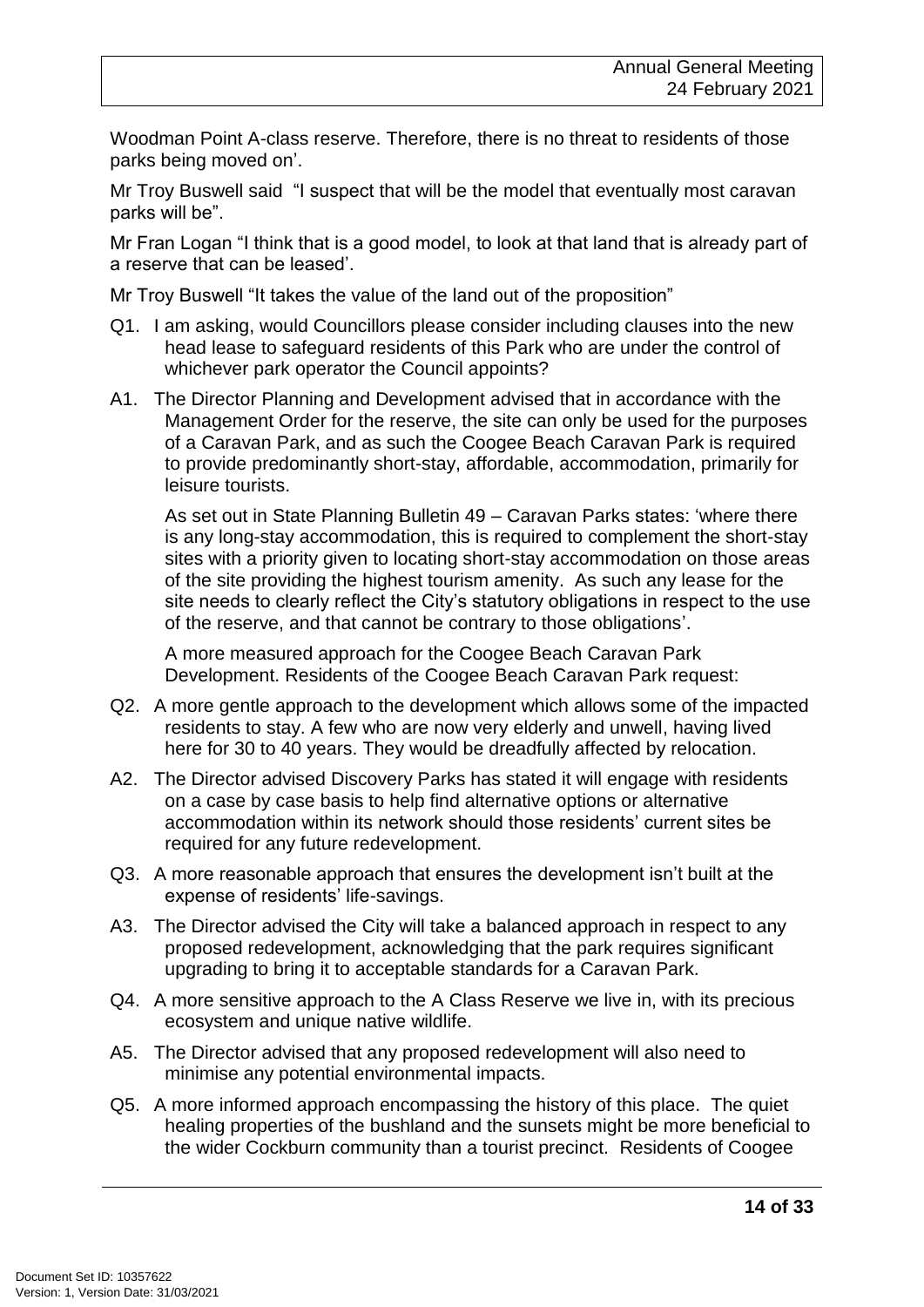Woodman Point A-class reserve. Therefore, there is no threat to residents of those parks being moved on'.

Mr Troy Buswell said "I suspect that will be the model that eventually most caravan parks will be".

Mr Fran Logan "I think that is a good model, to look at that land that is already part of a reserve that can be leased'.

Mr Troy Buswell "It takes the value of the land out of the proposition"

Q1. I am asking, would Councillors please consider including clauses into the new head lease to safeguard residents of this Park who are under the control of whichever park operator the Council appoints?

A1. The Director Planning and Development advised that in accordance with the Management Order for the reserve, the site can only be used for the purposes of a Caravan Park, and as such the Coogee Beach Caravan Park is required to provide predominantly short-stay, affordable, accommodation, primarily for leisure tourists.

As set out in State Planning Bulletin 49 – Caravan Parks states: 'where there is any long-stay accommodation, this is required to complement the short-stay sites with a priority given to locating short-stay accommodation on those areas of the site providing the highest tourism amenity. As such any lease for the site needs to clearly reflect the City's statutory obligations in respect to the use of the reserve, and that cannot be contrary to those obligations'.

A more measured approach for the Coogee Beach Caravan Park Development. Residents of the Coogee Beach Caravan Park request:

Q2. A more gentle approach to the development which allows some of the impacted residents to stay. A few who are now very elderly and unwell, having lived here for 30 to 40 years. They would be dreadfully affected by relocation.

A2. The Director advised Discovery Parks has stated it will engage with residents on a case by case basis to help find alternative options or alternative accommodation within its network should those residents' current sites be required for any future redevelopment.

Q3. A more reasonable approach that ensures the development isn't built at the expense of residents' life-savings.

A3. The Director advised the City will take a balanced approach in respect to any proposed redevelopment, acknowledging that the park requires significant upgrading to bring it to acceptable standards for a Caravan Park.

Q4. A more sensitive approach to the A Class Reserve we live in, with its precious ecosystem and unique native wildlife.

A5. The Director advised that any proposed redevelopment will also need to minimise any potential environmental impacts.

Q5. A more informed approach encompassing the history of this place. The quiet healing properties of the bushland and the sunsets might be more beneficial to the wider Cockburn community than a tourist precinct. Residents of Coogee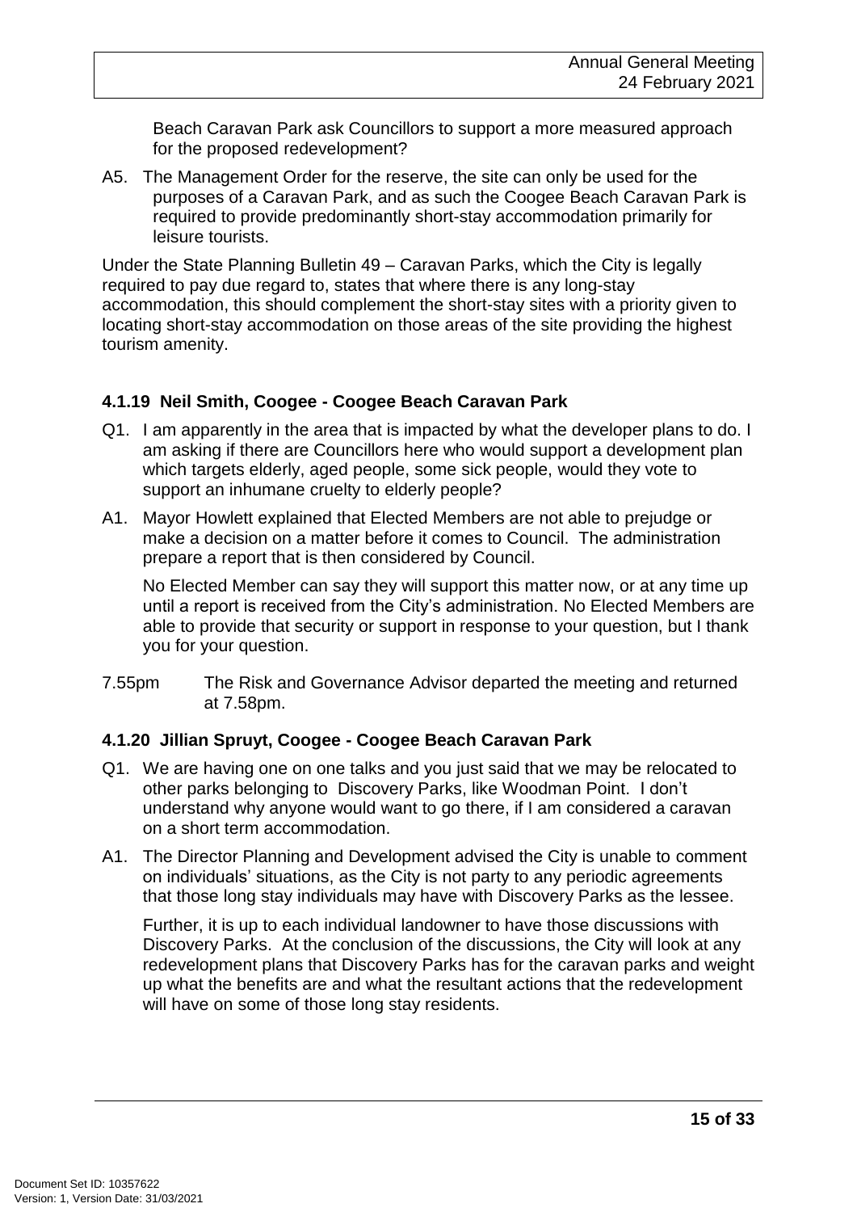Beach Caravan Park ask Councillors to support a more measured approach for the proposed redevelopment?

A5. The Management Order for the reserve, the site can only be used for the purposes of a Caravan Park, and as such the Coogee Beach Caravan Park is required to provide predominantly short-stay accommodation primarily for leisure tourists.

Under the State Planning Bulletin 49 – Caravan Parks, which the City is legally required to pay due regard to, states that where there is any long-stay accommodation, this should complement the short-stay sites with a priority given to locating short-stay accommodation on those areas of the site providing the highest tourism amenity.

### 4.1.19 Neil Smith, Coogee - Coogee Beach Caravan Park

Q1. I am apparently in the area that is impacted by what the developer plans to do. I am asking if there are Councillors here who would support a development plan which targets elderly, aged people, some sick people, would they vote to support an inhumane cruelty to elderly people?

A1. Mayor Howlett explained that Elected Members are not able to prejudge or make a decision on a matter before it comes to Council. The administration prepare a report that is then considered by Council.

No Elected Member can say they will support this matter now, or at any time up until a report is received from the City's administration. No Elected Members are able to provide that security or support in response to your question, but I thank you for your question.

7.55pm The Risk and Governance Advisor departed the meeting and returned at 7.58pm.

### 4.1.20 Jillian Spruyt, Coogee - Coogee Beach Caravan Park

Q1. We are having one on one talks and you just said that we may be relocated to other parks belonging to Discovery Parks, like Woodman Point. I don't understand why anyone would want to go there, if I am considered a caravan on a short term accommodation.

A1. The Director Planning and Development advised the City is unable to comment on individuals' situations, as the City is not party to any periodic agreements that those long stay individuals may have with Discovery Parks as the lessee.

Further, it is up to each individual landowner to have those discussions with Discovery Parks. At the conclusion of the discussions, the City will look at any redevelopment plans that Discovery Parks has for the caravan parks and weight up what the benefits are and what the resultant actions that the redevelopment will have on some of those long stay residents.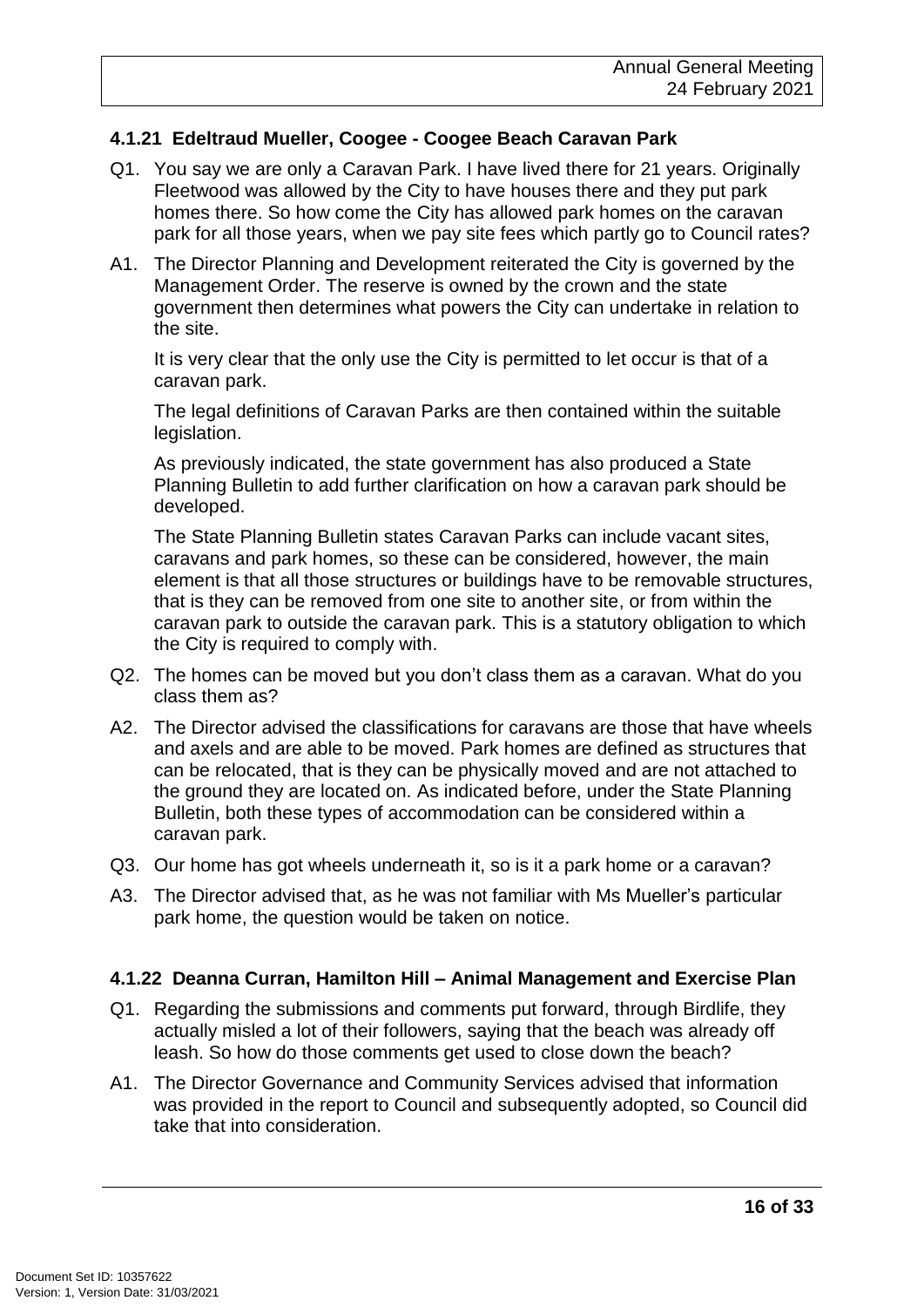### 4.1.21 Edeltraud Mueller, Coogee - Coogee Beach Caravan Park

Q1. You say we are only a Caravan Park. I have lived there for 21 years. Originally Fleetwood was allowed by the City to have houses there and they put park homes there. So how come the City has allowed park homes on the caravan park for all those years, when we pay site fees which partly go to Council rates?

A1. The Director Planning and Development reiterated the City is governed by the Management Order. The reserve is owned by the crown and the state government then determines what powers the City can undertake in relation to the site.

It is very clear that the only use the City is permitted to let occur is that of a caravan park.

The legal definitions of Caravan Parks are then contained within the suitable legislation.

As previously indicated, the state government has also produced a State Planning Bulletin to add further clarification on how a caravan park should be developed.

The State Planning Bulletin states Caravan Parks can include vacant sites, caravans and park homes, so these can be considered, however, the main element is that all those structures or buildings have to be removable structures, that is they can be removed from one site to another site, or from within the caravan park to outside the caravan park. This is a statutory obligation to which the City is required to comply with.

Q2. The homes can be moved but you don't class them as a caravan. What do you class them as?

A2. The Director advised the classifications for caravans are those that have wheels and axels and are able to be moved. Park homes are defined as structures that can be relocated, that is they can be physically moved and are not attached to the ground they are located on. As indicated before, under the State Planning Bulletin, both these types of accommodation can be considered within a caravan park.

Q3. Our home has got wheels underneath it, so is it a park home or a caravan?

A3. The Director advised that, as he was not familiar with Ms Mueller's particular park home, the question would be taken on notice.

### 4.1.22 Deanna Curran, Hamilton Hill – Animal Management and Exercise Plan

Q1. Regarding the submissions and comments put forward, through Birdlife, they actually misled a lot of their followers, saying that the beach was already off leash. So how do those comments get used to close down the beach?

A1. The Director Governance and Community Services advised that information was provided in the report to Council and subsequently adopted, so Council did take that into consideration.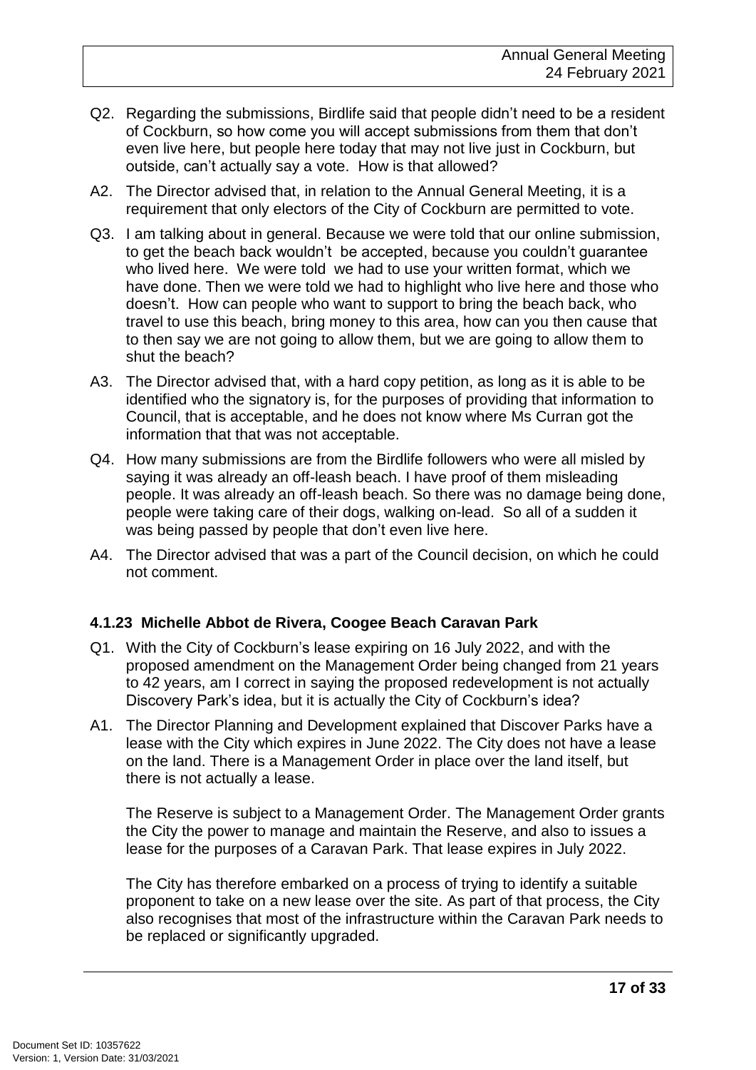Q2. Regarding the submissions, Birdlife said that people didn't need to be a resident of Cockburn, so how come you will accept submissions from them that don't even live here, but people here today that may not live just in Cockburn, but outside, can't actually say a vote. How is that allowed?

A2. The Director advised that, in relation to the Annual General Meeting, it is a requirement that only electors of the City of Cockburn are permitted to vote.

Q3. I am talking about in general. Because we were told that our online submission, to get the beach back wouldn't be accepted, because you couldn't guarantee who lived here. We were told we had to use your written format, which we have done. Then we were told we had to highlight who live here and those who doesn't. How can people who want to support to bring the beach back, who travel to use this beach, bring money to this area, how can you then cause that to then say we are not going to allow them, but we are going to allow them to shut the beach?

A3. The Director advised that, with a hard copy petition, as long as it is able to be identified who the signatory is, for the purposes of providing that information to Council, that is acceptable, and he does not know where Ms Curran got the information that that was not acceptable.

Q4. How many submissions are from the Birdlife followers who were all misled by saying it was already an off-leash beach. I have proof of them misleading people. It was already an off-leash beach. So there was no damage being done, people were taking care of their dogs, walking on-lead. So all of a sudden it was being passed by people that don't even live here.

A4. The Director advised that was a part of the Council decision, on which he could not comment.

### 4.1.23 Michelle Abbot de Rivera, Coogee Beach Caravan Park

Q1. With the City of Cockburn's lease expiring on 16 July 2022, and with the proposed amendment on the Management Order being changed from 21 years to 42 years, am I correct in saying the proposed redevelopment is not actually Discovery Park's idea, but it is actually the City of Cockburn's idea?

A1. The Director Planning and Development explained that Discover Parks have a lease with the City which expires in June 2022. The City does not have a lease on the land. There is a Management Order in place over the land itself, but there is not actually a lease.

The Reserve is subject to a Management Order. The Management Order grants the City the power to manage and maintain the Reserve, and also to issues a lease for the purposes of a Caravan Park. That lease expires in July 2022.

The City has therefore embarked on a process of trying to identify a suitable proponent to take on a new lease over the site. As part of that process, the City also recognises that most of the infrastructure within the Caravan Park needs to be replaced or significantly upgraded.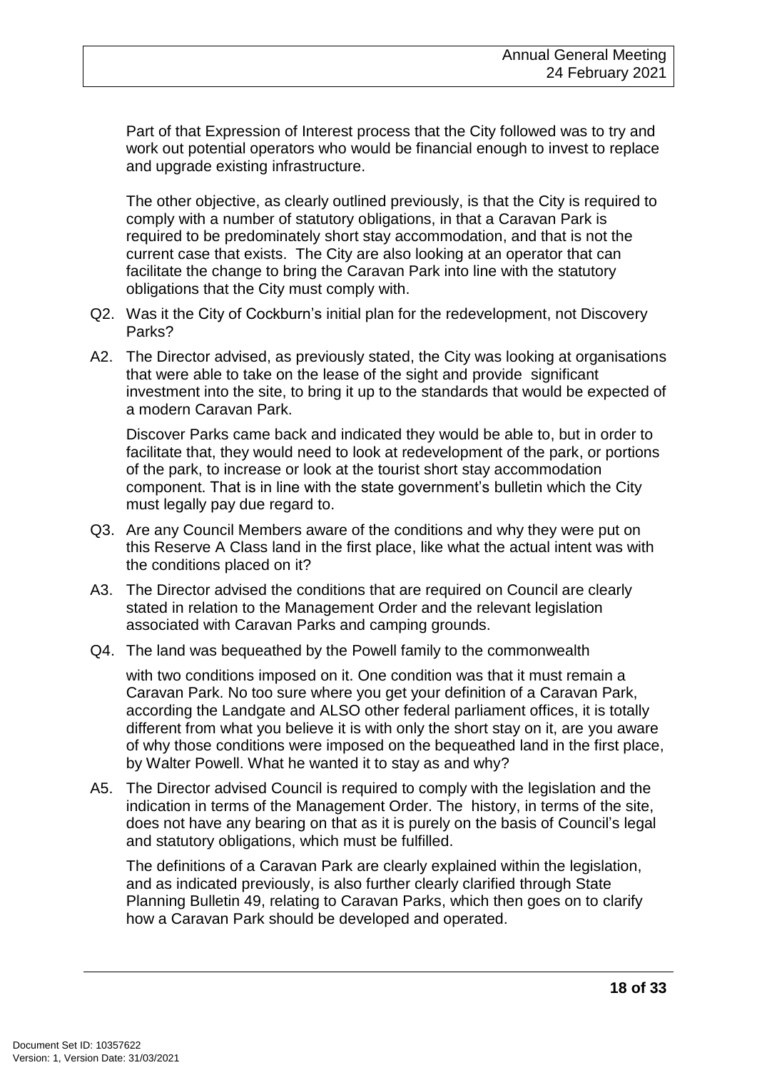Part of that Expression of Interest process that the City followed was to try and work out potential operators who would be financial enough to invest to replace and upgrade existing infrastructure.

The other objective, as clearly outlined previously, is that the City is required to comply with a number of statutory obligations, in that a Caravan Park is required to be predominately short stay accommodation, and that is not the current case that exists. The City are also looking at an operator that can facilitate the change to bring the Caravan Park into line with the statutory obligations that the City must comply with.

Q2. Was it the City of Cockburn's initial plan for the redevelopment, not Discovery Parks?

A2. The Director advised, as previously stated, the City was looking at organisations that were able to take on the lease of the sight and provide significant investment into the site, to bring it up to the standards that would be expected of a modern Caravan Park.

Discover Parks came back and indicated they would be able to, but in order to facilitate that, they would need to look at redevelopment of the park, or portions of the park, to increase or look at the tourist short stay accommodation component. That is in line with the state government's bulletin which the City must legally pay due regard to.

Q3. Are any Council Members aware of the conditions and why they were put on this Reserve A Class land in the first place, like what the actual intent was with the conditions placed on it?

A3. The Director advised the conditions that are required on Council are clearly stated in relation to the Management Order and the relevant legislation associated with Caravan Parks and camping grounds.

Q4. The land was bequeathed by the Powell family to the commonwealth

with two conditions imposed on it. One condition was that it must remain a Caravan Park. No too sure where you get your definition of a Caravan Park, according the Landgate and ALSO other federal parliament offices, it is totally different from what you believe it is with only the short stay on it, are you aware of why those conditions were imposed on the bequeathed land in the first place, by Walter Powell. What he wanted it to stay as and why?

A5. The Director advised Council is required to comply with the legislation and the indication in terms of the Management Order. The history, in terms of the site, does not have any bearing on that as it is purely on the basis of Council's legal and statutory obligations, which must be fulfilled.

The definitions of a Caravan Park are clearly explained within the legislation, and as indicated previously, is also further clearly clarified through State Planning Bulletin 49, relating to Caravan Parks, which then goes on to clarify how a Caravan Park should be developed and operated.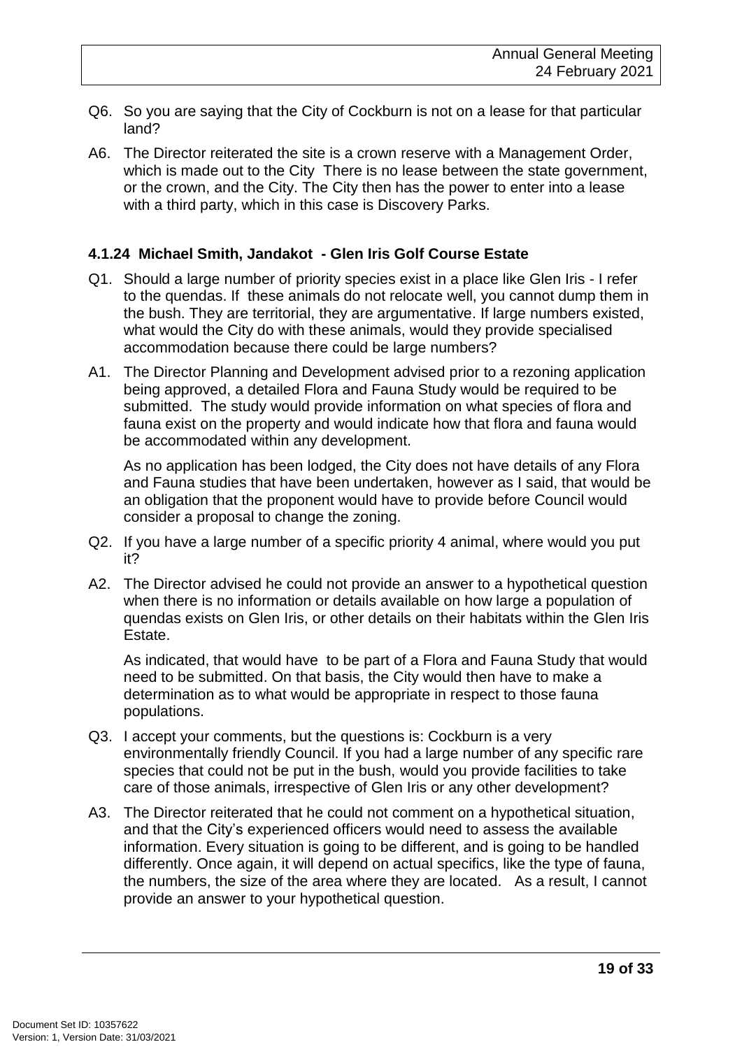Q6. So you are saying that the City of Cockburn is not on a lease for that particular land?

A6. The Director reiterated the site is a crown reserve with a Management Order, which is made out to the City There is no lease between the state government, or the crown, and the City. The City then has the power to enter into a lease with a third party, which in this case is Discovery Parks.

#### 4.1.24 Michael Smith, Jandakot - Glen Iris Golf Course Estate

Q1. Should a large number of priority species exist in a place like Glen Iris - I refer to the quendas. If these animals do not relocate well, you cannot dump them in the bush. They are territorial, they are argumentative. If large numbers existed, what would the City do with these animals, would they provide specialised accommodation because there could be large numbers?

A1. The Director Planning and Development advised prior to a rezoning application being approved, a detailed Flora and Fauna Study would be required to be submitted. The study would provide information on what species of flora and fauna exist on the property and would indicate how that flora and fauna would be accommodated within any development.

As no application has been lodged, the City does not have details of any Flora and Fauna studies that have been undertaken, however as I said, that would be an obligation that the proponent would have to provide before Council would consider a proposal to change the zoning.

Q2. If you have a large number of a specific priority 4 animal, where would you put it?

A2. The Director advised he could not provide an answer to a hypothetical question when there is no information or details available on how large a population of quendas exists on Glen Iris, or other details on their habitats within the Glen Iris Estate.

As indicated, that would have to be part of a Flora and Fauna Study that would need to be submitted. On that basis, the City would then have to make a determination as to what would be appropriate in respect to those fauna populations.

Q3. I accept your comments, but the questions is: Cockburn is a very environmentally friendly Council. If you had a large number of any specific rare species that could not be put in the bush, would you provide facilities to take care of those animals, irrespective of Glen Iris or any other development?

A3. The Director reiterated that he could not comment on a hypothetical situation, and that the City's experienced officers would need to assess the available information. Every situation is going to be different, and is going to be handled differently. Once again, it will depend on actual specifics, like the type of fauna, the numbers, the size of the area where they are located. As a result, I cannot provide an answer to your hypothetical question.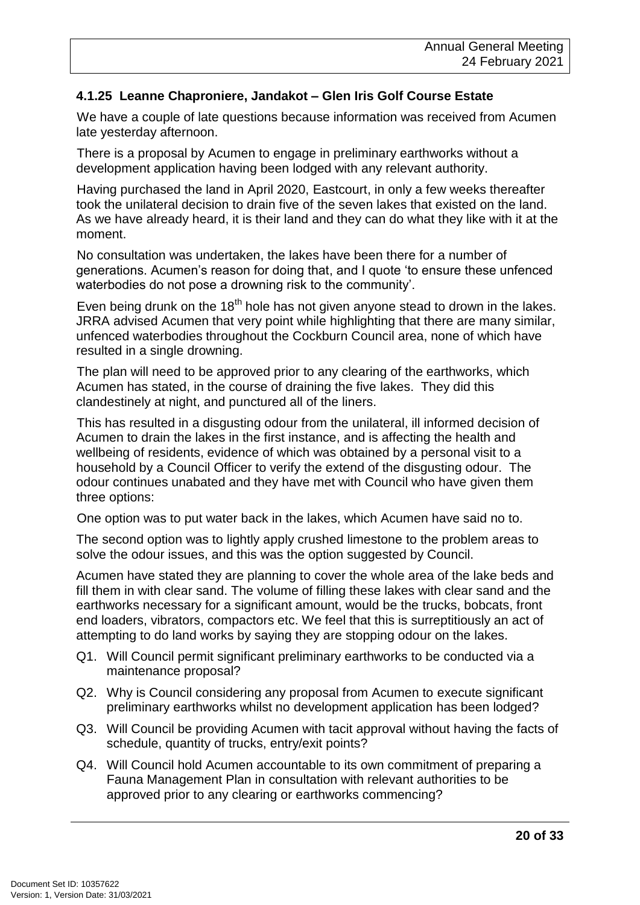### 4.1.25 Leanne Chaproniere, Jandakot – Glen Iris Golf Course Estate

We have a couple of late questions because information was received from Acumen late yesterday afternoon.

There is a proposal by Acumen to engage in preliminary earthworks without a development application having been lodged with any relevant authority.

Having purchased the land in April 2020, Eastcourt, in only a few weeks thereafter took the unilateral decision to drain five of the seven lakes that existed on the land. As we have already heard, it is their land and they can do what they like with it at the moment.

No consultation was undertaken, the lakes have been there for a number of generations. Acumen's reason for doing that, and I quote 'to ensure these unfenced waterbodies do not pose a drowning risk to the community'.

Even being drunk on the 18th hole has not given anyone stead to drown in the lakes. JRRA advised Acumen that very point while highlighting that there are many similar, unfenced waterbodies throughout the Cockburn Council area, none of which have resulted in a single drowning.

The plan will need to be approved prior to any clearing of the earthworks, which Acumen has stated, in the course of draining the five lakes. They did this clandestinely at night, and punctured all of the liners.

This has resulted in a disgusting odour from the unilateral, ill informed decision of Acumen to drain the lakes in the first instance, and is affecting the health and wellbeing of residents, evidence of which was obtained by a personal visit to a household by a Council Officer to verify the extend of the disgusting odour. The odour continues unabated and they have met with Council who have given them three options:

One option was to put water back in the lakes, which Acumen have said no to.

The second option was to lightly apply crushed limestone to the problem areas to solve the odour issues, and this was the option suggested by Council.

Acumen have stated they are planning to cover the whole area of the lake beds and fill them in with clear sand. The volume of filling these lakes with clear sand and the earthworks necessary for a significant amount, would be the trucks, bobcats, front end loaders, vibrators, compactors etc. We feel that this is surreptitiously an act of attempting to do land works by saying they are stopping odour on the lakes.

Q1. Will Council permit significant preliminary earthworks to be conducted via a maintenance proposal?

Q2. Why is Council considering any proposal from Acumen to execute significant preliminary earthworks whilst no development application has been lodged?

Q3. Will Council be providing Acumen with tacit approval without having the facts of schedule, quantity of trucks, entry/exit points?

Q4. Will Council hold Acumen accountable to its own commitment of preparing a Fauna Management Plan in consultation with relevant authorities to be approved prior to any clearing or earthworks commencing?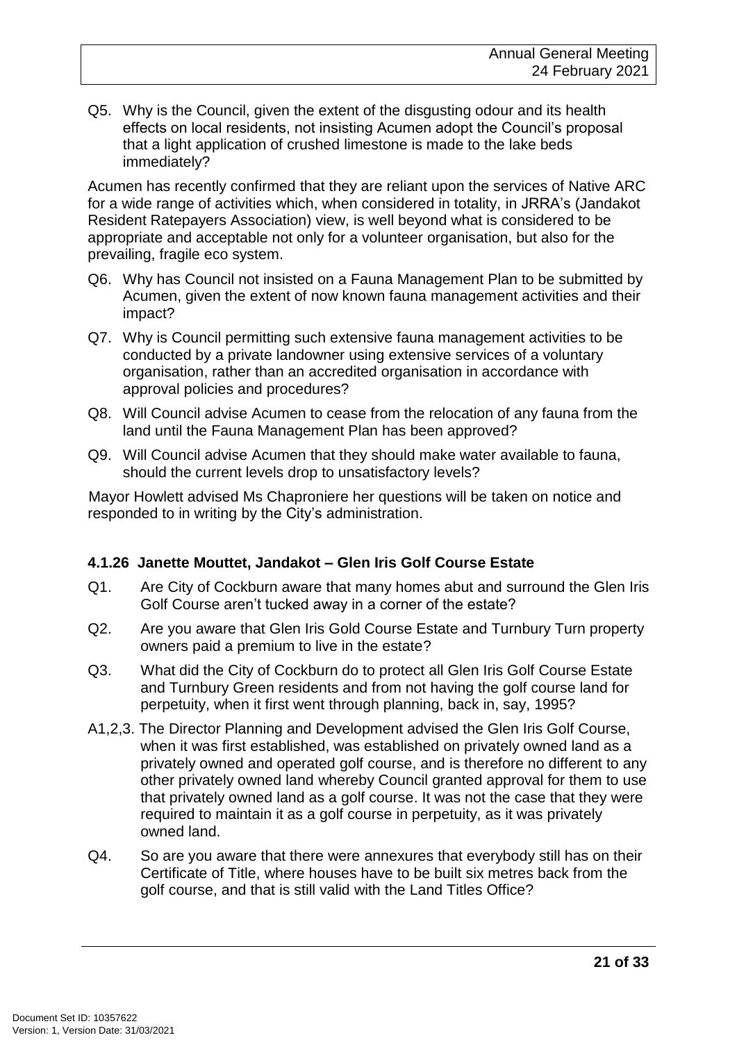Q5. Why is the Council, given the extent of the disgusting odour and its health effects on local residents, not insisting Acumen adopt the Council's proposal that a light application of crushed limestone is made to the lake beds immediately?

Acumen has recently confirmed that they are reliant upon the services of Native ARC for a wide range of activities which, when considered in totality, in JRRA's (Jandakot Resident Ratepayers Association) view, is well beyond what is considered to be appropriate and acceptable not only for a volunteer organisation, but also for the prevailing, fragile eco system.

Q6. Why has Council not insisted on a Fauna Management Plan to be submitted by Acumen, given the extent of now known fauna management activities and their impact?

Q7. Why is Council permitting such extensive fauna management activities to be conducted by a private landowner using extensive services of a voluntary organisation, rather than an accredited organisation in accordance with approval policies and procedures?

Q8. Will Council advise Acumen to cease from the relocation of any fauna from the land until the Fauna Management Plan has been approved?

Q9. Will Council advise Acumen that they should make water available to fauna, should the current levels drop to unsatisfactory levels?

Mayor Howlett advised Ms Chaproniere her questions will be taken on notice and responded to in writing by the City's administration.

#### 4.1.26 Janette Mouttet, Jandakot – Glen Iris Golf Course Estate

Q1. Are City of Cockburn aware that many homes abut and surround the Glen Iris Golf Course aren't tucked away in a corner of the estate?

Q2. Are you aware that Glen Iris Gold Course Estate and Turnbury Turn property owners paid a premium to live in the estate?

Q3. What did the City of Cockburn do to protect all Glen Iris Golf Course Estate and Turnbury Green residents and from not having the golf course land for perpetuity, when it first went through planning, back in, say, 1995?

A1,2,3. The Director Planning and Development advised the Glen Iris Golf Course, when it was first established, was established on privately owned land as a privately owned and operated golf course, and is therefore no different to any other privately owned land whereby Council granted approval for them to use that privately owned land as a golf course. It was not the case that they were required to maintain it as a golf course in perpetuity, as it was privately owned land.

Q4. So are you aware that there were annexures that everybody still has on their Certificate of Title, where houses have to be built six metres back from the golf course, and that is still valid with the Land Titles Office?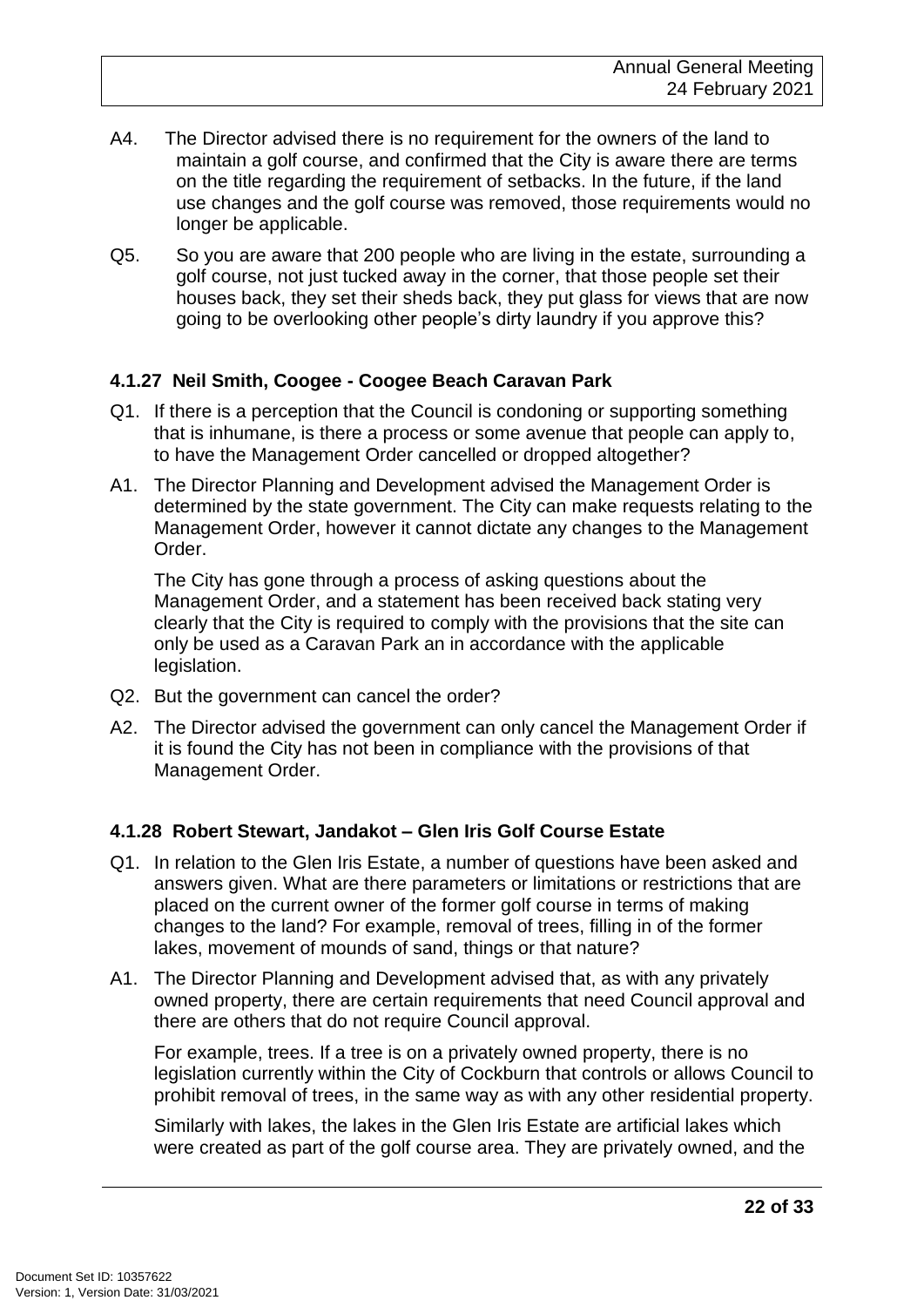A4. The Director advised there is no requirement for the owners of the land to maintain a golf course, and confirmed that the City is aware there are terms on the title regarding the requirement of setbacks. In the future, if the land use changes and the golf course was removed, those requirements would no longer be applicable.

Q5. So you are aware that 200 people who are living in the estate, surrounding a golf course, not just tucked away in the corner, that those people set their houses back, they set their sheds back, they put glass for views that are now going to be overlooking other people's dirty laundry if you approve this?

#### 4.1.27 Neil Smith, Coogee - Coogee Beach Caravan Park

Q1. If there is a perception that the Council is condoning or supporting something that is inhumane, is there a process or some avenue that people can apply to, to have the Management Order cancelled or dropped altogether?

A1. The Director Planning and Development advised the Management Order is determined by the state government. The City can make requests relating to the Management Order, however it cannot dictate any changes to the Management Order.

The City has gone through a process of asking questions about the Management Order, and a statement has been received back stating very clearly that the City is required to comply with the provisions that the site can only be used as a Caravan Park an in accordance with the applicable legislation.

Q2. But the government can cancel the order?

A2. The Director advised the government can only cancel the Management Order if it is found the City has not been in compliance with the provisions of that Management Order.

#### 4.1.28 Robert Stewart, Jandakot – Glen Iris Golf Course Estate

Q1. In relation to the Glen Iris Estate, a number of questions have been asked and answers given. What are there parameters or limitations or restrictions that are placed on the current owner of the former golf course in terms of making changes to the land? For example, removal of trees, filling in of the former lakes, movement of mounds of sand, things or that nature?

A1. The Director Planning and Development advised that, as with any privately owned property, there are certain requirements that need Council approval and there are others that do not require Council approval.

For example, trees. If a tree is on a privately owned property, there is no legislation currently within the City of Cockburn that controls or allows Council to prohibit removal of trees, in the same way as with any other residential property.

Similarly with lakes, the lakes in the Glen Iris Estate are artificial lakes which were created as part of the golf course area. They are privately owned, and the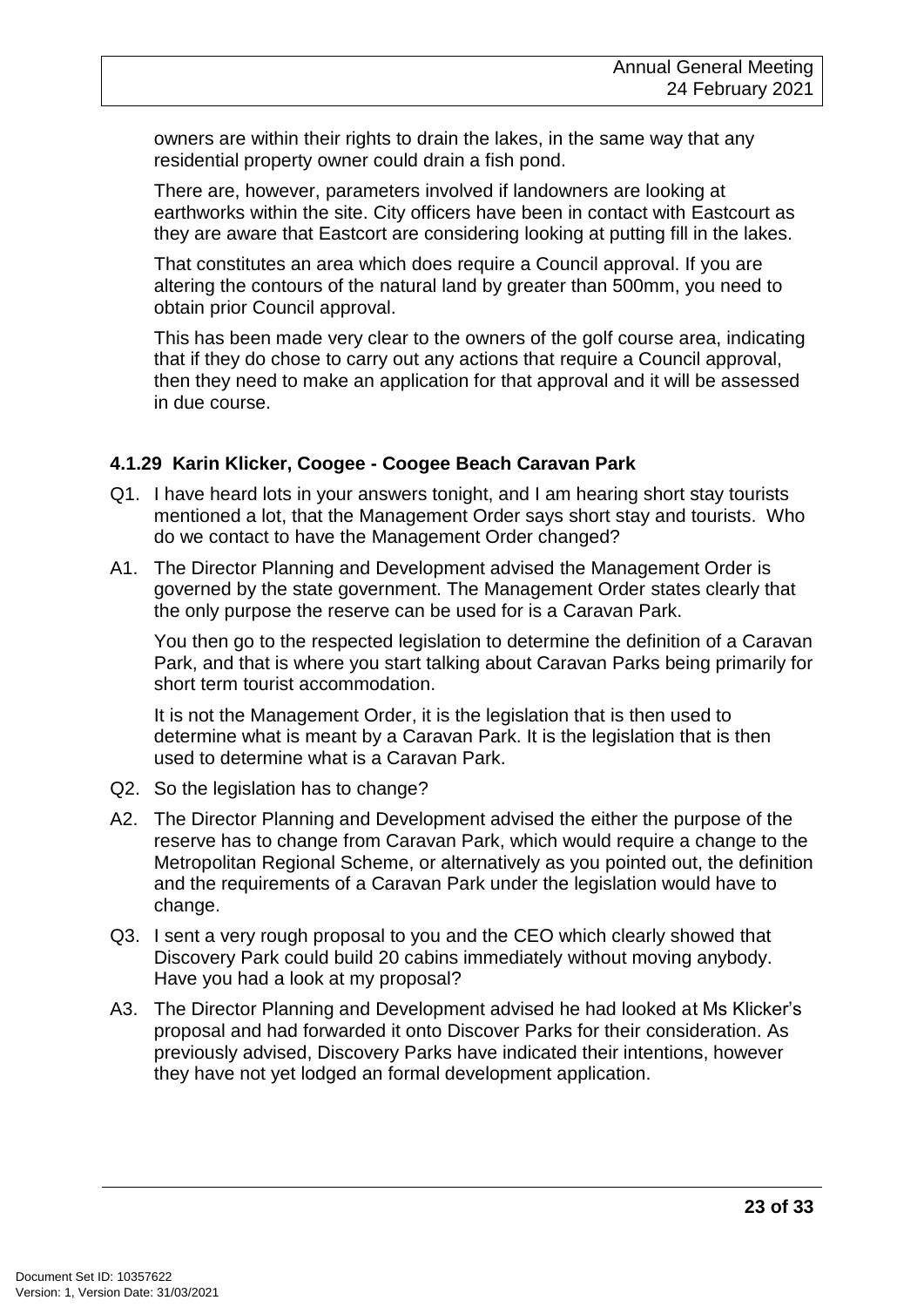owners are within their rights to drain the lakes, in the same way that any residential property owner could drain a fish pond.

There are, however, parameters involved if landowners are looking at earthworks within the site. City officers have been in contact with Eastcourt as they are aware that Eastcort are considering looking at putting fill in the lakes.

That constitutes an area which does require a Council approval. If you are altering the contours of the natural land by greater than 500mm, you need to obtain prior Council approval.

This has been made very clear to the owners of the golf course area, indicating that if they do chose to carry out any actions that require a Council approval, then they need to make an application for that approval and it will be assessed in due course.

#### 4.1.29 Karin Klicker, Coogee - Coogee Beach Caravan Park

Q1. I have heard lots in your answers tonight, and I am hearing short stay tourists mentioned a lot, that the Management Order says short stay and tourists. Who do we contact to have the Management Order changed?

A1. The Director Planning and Development advised the Management Order is governed by the state government. The Management Order states clearly that the only purpose the reserve can be used for is a Caravan Park.

You then go to the respected legislation to determine the definition of a Caravan Park, and that is where you start talking about Caravan Parks being primarily for short term tourist accommodation.

It is not the Management Order, it is the legislation that is then used to determine what is meant by a Caravan Park. It is the legislation that is then used to determine what is a Caravan Park.

Q2. So the legislation has to change?

A2. The Director Planning and Development advised the either the purpose of the reserve has to change from Caravan Park, which would require a change to the Metropolitan Regional Scheme, or alternatively as you pointed out, the definition and the requirements of a Caravan Park under the legislation would have to change.

Q3. I sent a very rough proposal to you and the CEO which clearly showed that Discovery Park could build 20 cabins immediately without moving anybody. Have you had a look at my proposal?

A3. The Director Planning and Development advised he had looked at Ms Klicker's proposal and had forwarded it onto Discover Parks for their consideration. As previously advised, Discovery Parks have indicated their intentions, however they have not yet lodged an formal development application.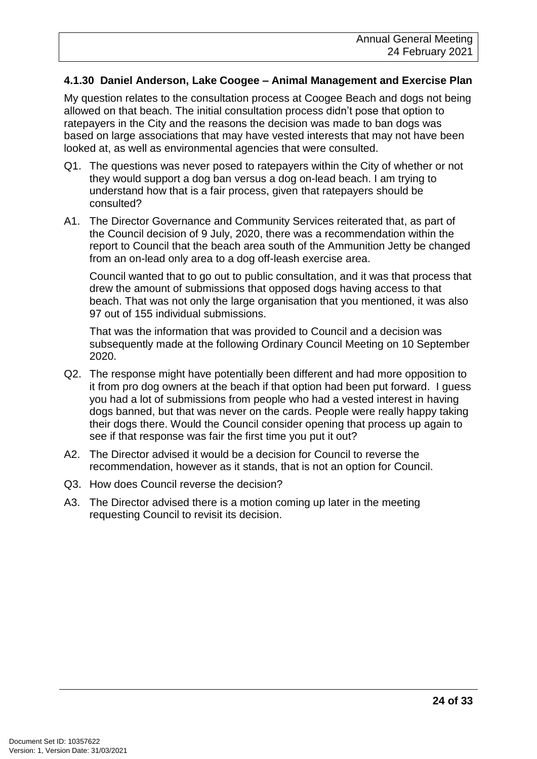### 4.1.30 Daniel Anderson, Lake Coogee – Animal Management and Exercise Plan

My question relates to the consultation process at Coogee Beach and dogs not being allowed on that beach. The initial consultation process didn't pose that option to ratepayers in the City and the reasons the decision was made to ban dogs was based on large associations that may have vested interests that may not have been looked at, as well as environmental agencies that were consulted.

Q1. The questions was never posed to ratepayers within the City of whether or not they would support a dog ban versus a dog on-lead beach. I am trying to understand how that is a fair process, given that ratepayers should be consulted?

A1. The Director Governance and Community Services reiterated that, as part of the Council decision of 9 July, 2020, there was a recommendation within the report to Council that the beach area south of the Ammunition Jetty be changed from an on-lead only area to a dog off-leash exercise area.

Council wanted that to go out to public consultation, and it was that process that drew the amount of submissions that opposed dogs having access to that beach. That was not only the large organisation that you mentioned, it was also 97 out of 155 individual submissions.

That was the information that was provided to Council and a decision was subsequently made at the following Ordinary Council Meeting on 10 September 2020.

Q2. The response might have potentially been different and had more opposition to it from pro dog owners at the beach if that option had been put forward. I guess you had a lot of submissions from people who had a vested interest in having dogs banned, but that was never on the cards. People were really happy taking their dogs there. Would the Council consider opening that process up again to see if that response was fair the first time you put it out?

A2. The Director advised it would be a decision for Council to reverse the recommendation, however as it stands, that is not an option for Council.

Q3. How does Council reverse the decision?

A3. The Director advised there is a motion coming up later in the meeting requesting Council to revisit its decision.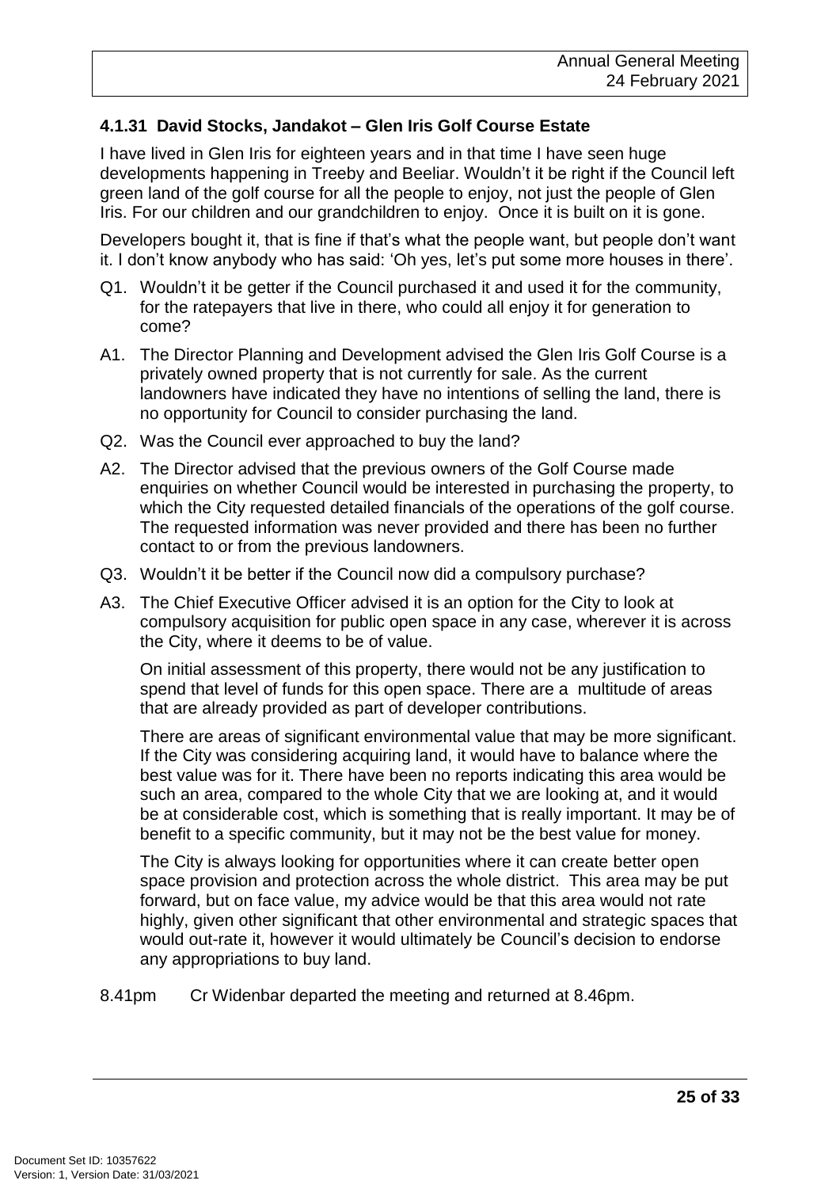### 4.1.31 David Stocks, Jandakot – Glen Iris Golf Course Estate

I have lived in Glen Iris for eighteen years and in that time I have seen huge developments happening in Treeby and Beeliar. Wouldn't it be right if the Council left green land of the golf course for all the people to enjoy, not just the people of Glen Iris. For our children and our grandchildren to enjoy. Once it is built on it is gone.

Developers bought it, that is fine if that's what the people want, but people don't want it. I don't know anybody who has said: 'Oh yes, let's put some more houses in there'.

Q1. Wouldn't it be getter if the Council purchased it and used it for the community, for the ratepayers that live in there, who could all enjoy it for generation to come?

A1. The Director Planning and Development advised the Glen Iris Golf Course is a privately owned property that is not currently for sale. As the current landowners have indicated they have no intentions of selling the land, there is no opportunity for Council to consider purchasing the land.

Q2. Was the Council ever approached to buy the land?

A2. The Director advised that the previous owners of the Golf Course made enquiries on whether Council would be interested in purchasing the property, to which the City requested detailed financials of the operations of the golf course. The requested information was never provided and there has been no further contact to or from the previous landowners.

Q3. Wouldn't it be better if the Council now did a compulsory purchase?

A3. The Chief Executive Officer advised it is an option for the City to look at compulsory acquisition for public open space in any case, wherever it is across the City, where it deems to be of value.

On initial assessment of this property, there would not be any justification to spend that level of funds for this open space. There are a multitude of areas that are already provided as part of developer contributions.

There are areas of significant environmental value that may be more significant. If the City was considering acquiring land, it would have to balance where the best value was for it. There have been no reports indicating this area would be such an area, compared to the whole City that we are looking at, and it would be at considerable cost, which is something that is really important. It may be of benefit to a specific community, but it may not be the best value for money.

The City is always looking for opportunities where it can create better open space provision and protection across the whole district. This area may be put forward, but on face value, my advice would be that this area would not rate highly, given other significant that other environmental and strategic spaces that would out-rate it, however it would ultimately be Council's decision to endorse any appropriations to buy land.

8.41pm Cr Widenbar departed the meeting and returned at 8.46pm.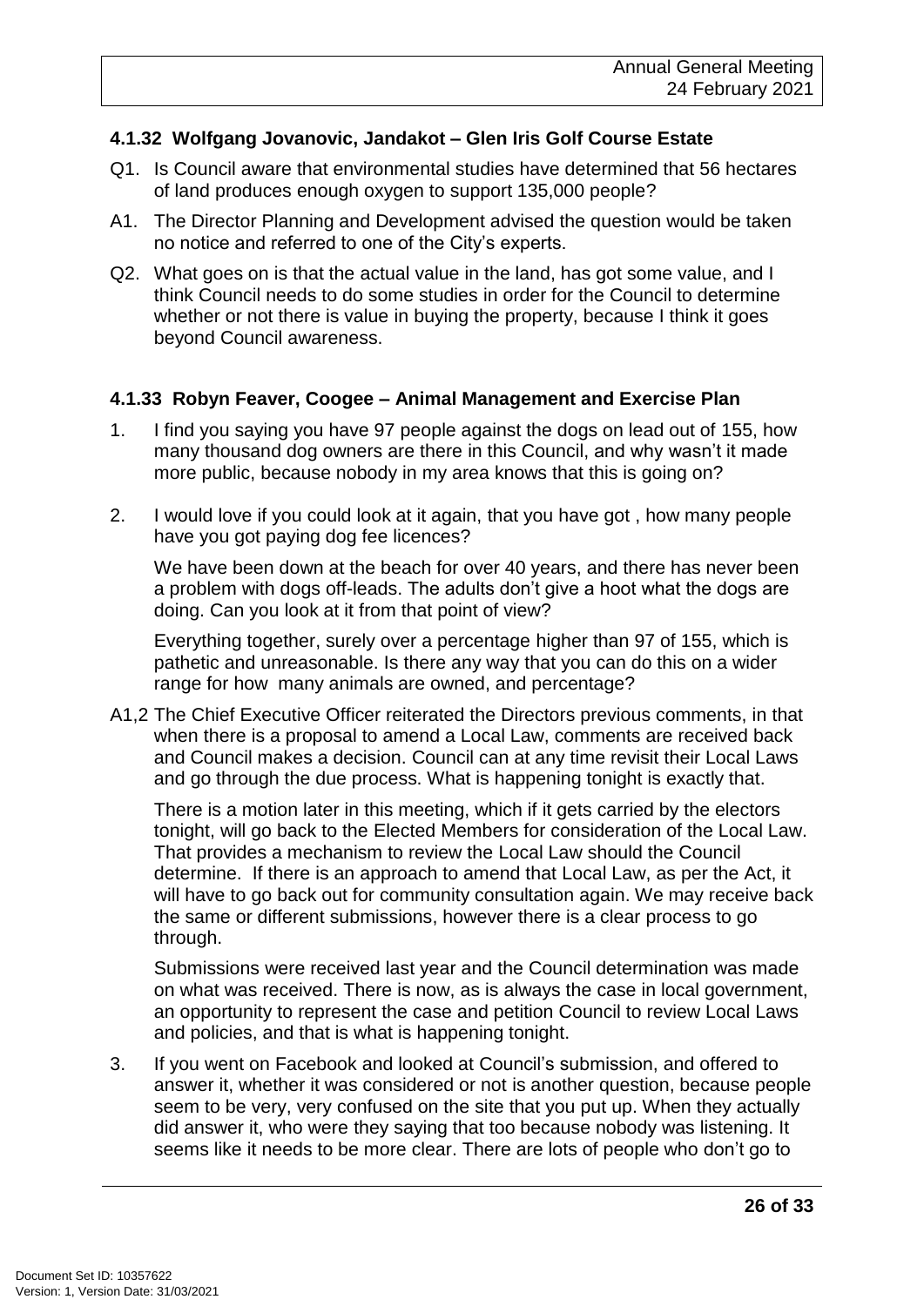### 4.1.32 Wolfgang Jovanovic, Jandakot – Glen Iris Golf Course Estate

Q1. Is Council aware that environmental studies have determined that 56 hectares of land produces enough oxygen to support 135,000 people?

A1. The Director Planning and Development advised the question would be taken no notice and referred to one of the City's experts.

Q2. What goes on is that the actual value in the land, has got some value, and I think Council needs to do some studies in order for the Council to determine whether or not there is value in buying the property, because I think it goes beyond Council awareness.

### 4.1.33 Robyn Feaver, Coogee – Animal Management and Exercise Plan

1. I find you saying you have 97 people against the dogs on lead out of 155, how many thousand dog owners are there in this Council, and why wasn't it made more public, because nobody in my area knows that this is going on?

2. I would love if you could look at it again, that you have got , how many people have you got paying dog fee licences?

   We have been down at the beach for over 40 years, and there has never been a problem with dogs off-leads. The adults don't give a hoot what the dogs are doing. Can you look at it from that point of view?

   Everything together, surely over a percentage higher than 97 of 155, which is pathetic and unreasonable. Is there any way that you can do this on a wider range for how many animals are owned, and percentage?

A1,2 The Chief Executive Officer reiterated the Directors previous comments, in that when there is a proposal to amend a Local Law, comments are received back and Council makes a decision. Council can at any time revisit their Local Laws and go through the due process. What is happening tonight is exactly that.

There is a motion later in this meeting, which if it gets carried by the electors tonight, will go back to the Elected Members for consideration of the Local Law. That provides a mechanism to review the Local Law should the Council determine. If there is an approach to amend that Local Law, as per the Act, it will have to go back out for community consultation again. We may receive back the same or different submissions, however there is a clear process to go through.

Submissions were received last year and the Council determination was made on what was received. There is now, as is always the case in local government, an opportunity to represent the case and petition Council to review Local Laws and policies, and that is what is happening tonight.

3. If you went on Facebook and looked at Council's submission, and offered to answer it, whether it was considered or not is another question, because people seem to be very, very confused on the site that you put up. When they actually did answer it, who were they saying that too because nobody was listening. It seems like it needs to be more clear. There are lots of people who don't go to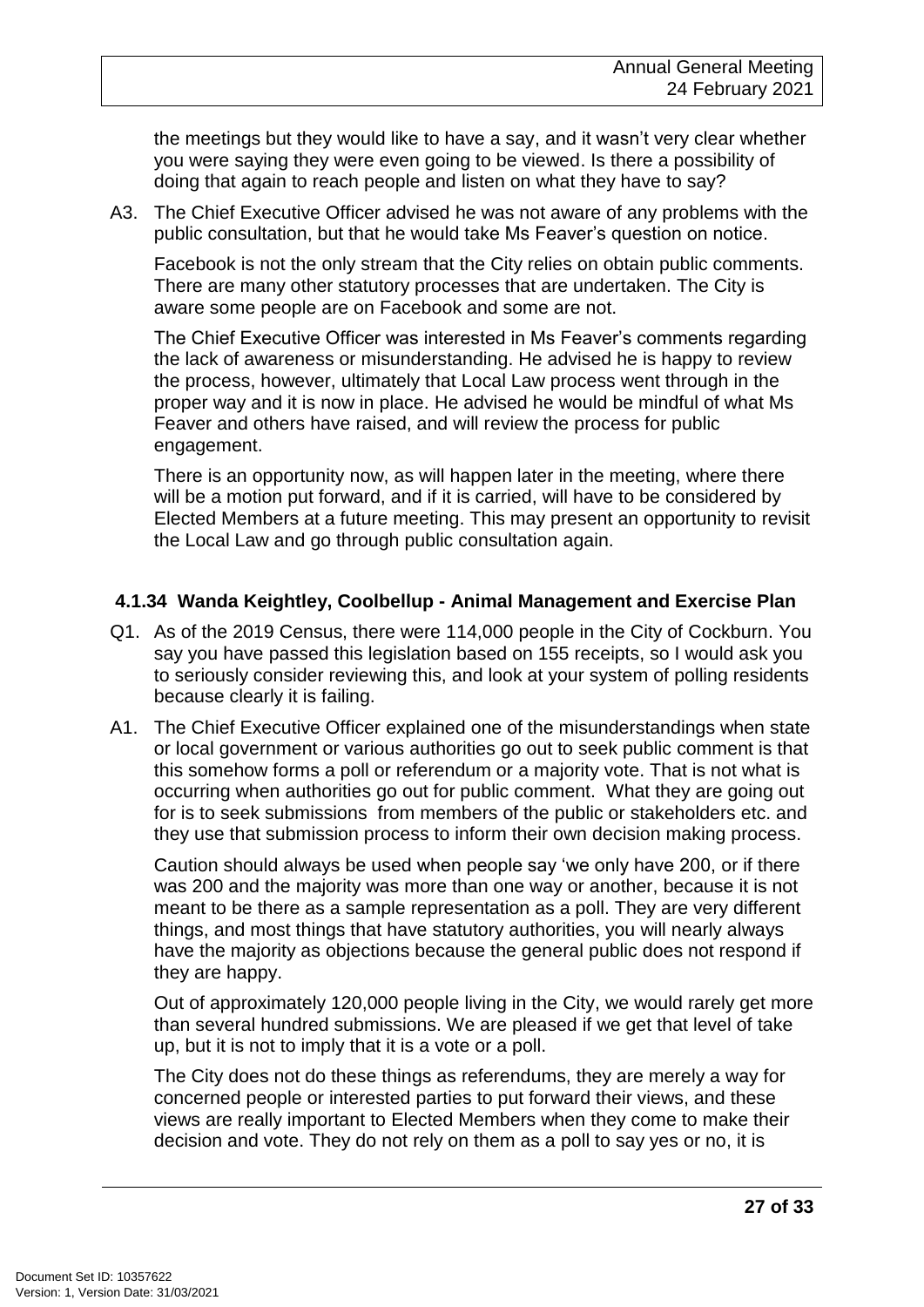the meetings but they would like to have a say, and it wasn't very clear whether you were saying they were even going to be viewed. Is there a possibility of doing that again to reach people and listen on what they have to say?

A3. The Chief Executive Officer advised he was not aware of any problems with the public consultation, but that he would take Ms Feaver's question on notice.

Facebook is not the only stream that the City relies on obtain public comments. There are many other statutory processes that are undertaken. The City is aware some people are on Facebook and some are not.

The Chief Executive Officer was interested in Ms Feaver's comments regarding the lack of awareness or misunderstanding. He advised he is happy to review the process, however, ultimately that Local Law process went through in the proper way and it is now in place. He advised he would be mindful of what Ms Feaver and others have raised, and will review the process for public engagement.

There is an opportunity now, as will happen later in the meeting, where there will be a motion put forward, and if it is carried, will have to be considered by Elected Members at a future meeting. This may present an opportunity to revisit the Local Law and go through public consultation again.

#### 4.1.34 Wanda Keightley, Coolbellup - Animal Management and Exercise Plan

Q1. As of the 2019 Census, there were 114,000 people in the City of Cockburn. You say you have passed this legislation based on 155 receipts, so I would ask you to seriously consider reviewing this, and look at your system of polling residents because clearly it is failing.

A1. The Chief Executive Officer explained one of the misunderstandings when state or local government or various authorities go out to seek public comment is that this somehow forms a poll or referendum or a majority vote. That is not what is occurring when authorities go out for public comment. What they are going out for is to seek submissions from members of the public or stakeholders etc. and they use that submission process to inform their own decision making process.

Caution should always be used when people say 'we only have 200, or if there was 200 and the majority was more than one way or another, because it is not meant to be there as a sample representation as a poll. They are very different things, and most things that have statutory authorities, you will nearly always have the majority as objections because the general public does not respond if they are happy.

Out of approximately 120,000 people living in the City, we would rarely get more than several hundred submissions. We are pleased if we get that level of take up, but it is not to imply that it is a vote or a poll.

The City does not do these things as referendums, they are merely a way for concerned people or interested parties to put forward their views, and these views are really important to Elected Members when they come to make their decision and vote. They do not rely on them as a poll to say yes or no, it is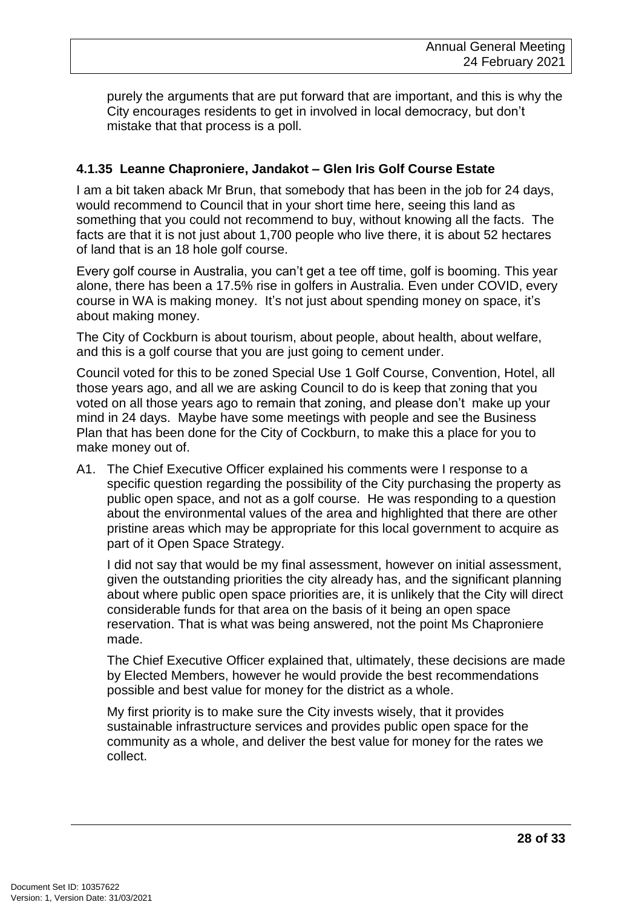purely the arguments that are put forward that are important, and this is why the City encourages residents to get in involved in local democracy, but don't mistake that that process is a poll.

#### 4.1.35 Leanne Chaproniere, Jandakot – Glen Iris Golf Course Estate

I am a bit taken aback Mr Brun, that somebody that has been in the job for 24 days, would recommend to Council that in your short time here, seeing this land as something that you could not recommend to buy, without knowing all the facts. The facts are that it is not just about 1,700 people who live there, it is about 52 hectares of land that is an 18 hole golf course.

Every golf course in Australia, you can't get a tee off time, golf is booming. This year alone, there has been a 17.5% rise in golfers in Australia. Even under COVID, every course in WA is making money. It's not just about spending money on space, it's about making money.

The City of Cockburn is about tourism, about people, about health, about welfare, and this is a golf course that you are just going to cement under.

Council voted for this to be zoned Special Use 1 Golf Course, Convention, Hotel, all those years ago, and all we are asking Council to do is keep that zoning that you voted on all those years ago to remain that zoning, and please don't make up your mind in 24 days. Maybe have some meetings with people and see the Business Plan that has been done for the City of Cockburn, to make this a place for you to make money out of.

A1. The Chief Executive Officer explained his comments were I response to a specific question regarding the possibility of the City purchasing the property as public open space, and not as a golf course. He was responding to a question about the environmental values of the area and highlighted that there are other pristine areas which may be appropriate for this local government to acquire as part of it Open Space Strategy.

I did not say that would be my final assessment, however on initial assessment, given the outstanding priorities the city already has, and the significant planning about where public open space priorities are, it is unlikely that the City will direct considerable funds for that area on the basis of it being an open space reservation. That is what was being answered, not the point Ms Chaproniere made.

The Chief Executive Officer explained that, ultimately, these decisions are made by Elected Members, however he would provide the best recommendations possible and best value for money for the district as a whole.

My first priority is to make sure the City invests wisely, that it provides sustainable infrastructure services and provides public open space for the community as a whole, and deliver the best value for money for the rates we collect.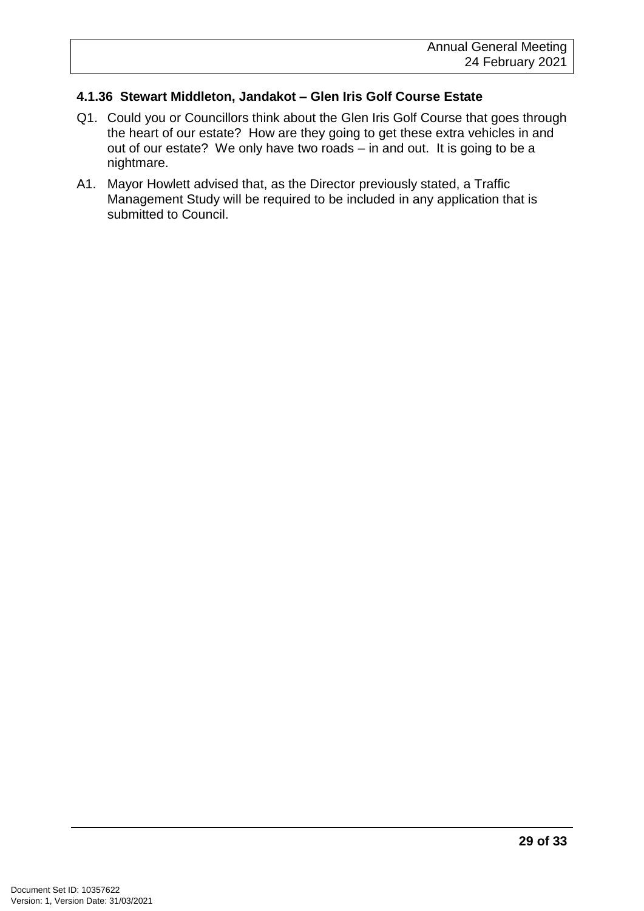### 4.1.36 Stewart Middleton, Jandakot – Glen Iris Golf Course Estate

Q1. Could you or Councillors think about the Glen Iris Golf Course that goes through the heart of our estate? How are they going to get these extra vehicles in and out of our estate? We only have two roads – in and out. It is going to be a nightmare.

A1. Mayor Howlett advised that, as the Director previously stated, a Traffic Management Study will be required to be included in any application that is submitted to Council.

Document Set ID: 10357622
Version: 1, Version Date: 31/03/2021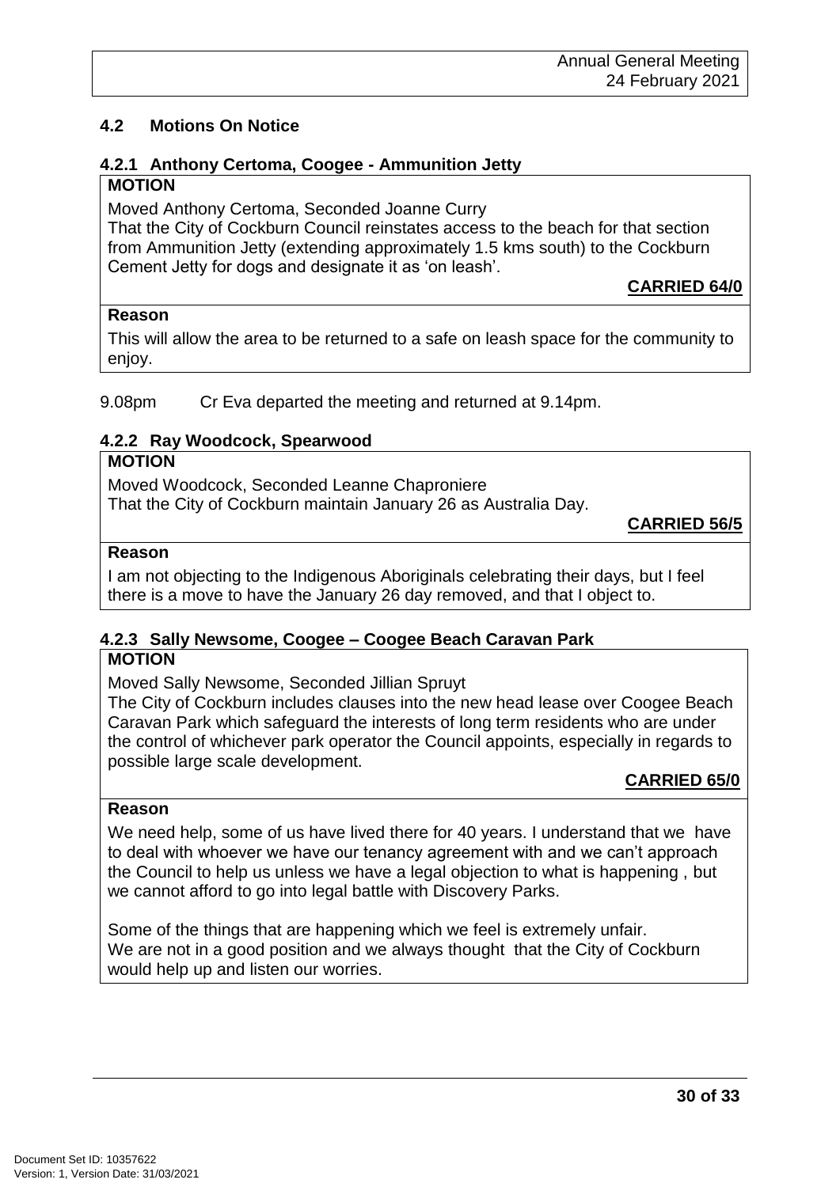## 4.2 Motions On Notice

### 4.2.1 Anthony Certoma, Coogee - Ammunition Jetty

**MOTION**

Moved Anthony Certoma, Seconded Joanne Curry

That the City of Cockburn Council reinstates access to the beach for that section from Ammunition Jetty (extending approximately 1.5 kms south) to the Cockburn Cement Jetty for dogs and designate it as 'on leash'.

**CARRIED 64/0**

**Reason**

This will allow the area to be returned to a safe on leash space for the community to enjoy.

9.08pm Cr Eva departed the meeting and returned at 9.14pm.

### 4.2.2 Ray Woodcock, Spearwood

**MOTION**

Moved Woodcock, Seconded Leanne Chaproniere

That the City of Cockburn maintain January 26 as Australia Day.

**CARRIED 56/5**

**Reason**

I am not objecting to the Indigenous Aboriginals celebrating their days, but I feel there is a move to have the January 26 day removed, and that I object to.

### 4.2.3 Sally Newsome, Coogee – Coogee Beach Caravan Park

**MOTION**

Moved Sally Newsome, Seconded Jillian Spruyt

The City of Cockburn includes clauses into the new head lease over Coogee Beach Caravan Park which safeguard the interests of long term residents who are under the control of whichever park operator the Council appoints, especially in regards to possible large scale development.

**CARRIED 65/0**

**Reason**

We need help, some of us have lived there for 40 years. I understand that we have to deal with whoever we have our tenancy agreement with and we can't approach the Council to help us unless we have a legal objection to what is happening , but we cannot afford to go into legal battle with Discovery Parks.

Some of the things that are happening which we feel is extremely unfair.
We are not in a good position and we always thought that the City of Cockburn would help up and listen our worries.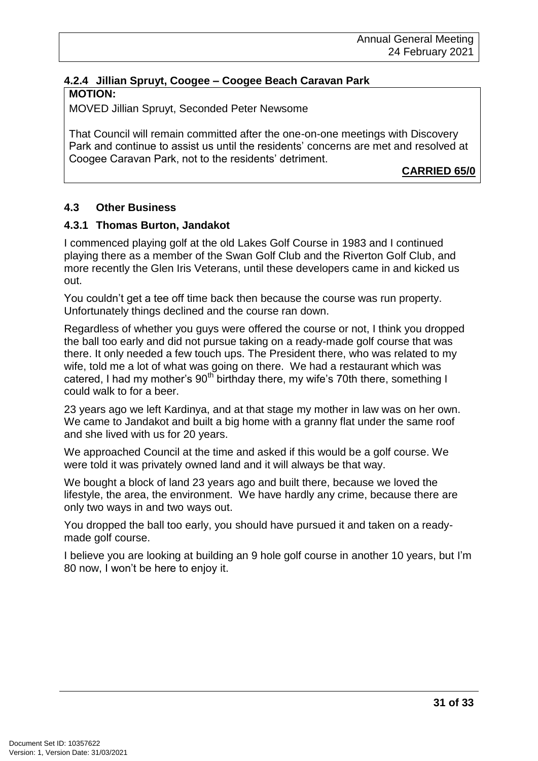### 4.2.4 Jillian Spruyt, Coogee – Coogee Beach Caravan Park

**MOTION:**

MOVED Jillian Spruyt, Seconded Peter Newsome

That Council will remain committed after the one-on-one meetings with Discovery Park and continue to assist us until the residents' concerns are met and resolved at Coogee Caravan Park, not to the residents' detriment.

**CARRIED 65/0**

### 4.3 Other Business

### 4.3.1 Thomas Burton, Jandakot

I commenced playing golf at the old Lakes Golf Course in 1983 and I continued playing there as a member of the Swan Golf Club and the Riverton Golf Club, and more recently the Glen Iris Veterans, until these developers came in and kicked us out.

You couldn't get a tee off time back then because the course was run property. Unfortunately things declined and the course ran down.

Regardless of whether you guys were offered the course or not, I think you dropped the ball too early and did not pursue taking on a ready-made golf course that was there. It only needed a few touch ups. The President there, who was related to my wife, told me a lot of what was going on there. We had a restaurant which was catered, I had my mother's 90th birthday there, my wife's 70th there, something I could walk to for a beer.

23 years ago we left Kardinya, and at that stage my mother in law was on her own. We came to Jandakot and built a big home with a granny flat under the same roof and she lived with us for 20 years.

We approached Council at the time and asked if this would be a golf course. We were told it was privately owned land and it will always be that way.

We bought a block of land 23 years ago and built there, because we loved the lifestyle, the area, the environment. We have hardly any crime, because there are only two ways in and two ways out.

You dropped the ball too early, you should have pursued it and taken on a ready-made golf course.

I believe you are looking at building an 9 hole golf course in another 10 years, but I'm 80 now, I won't be here to enjoy it.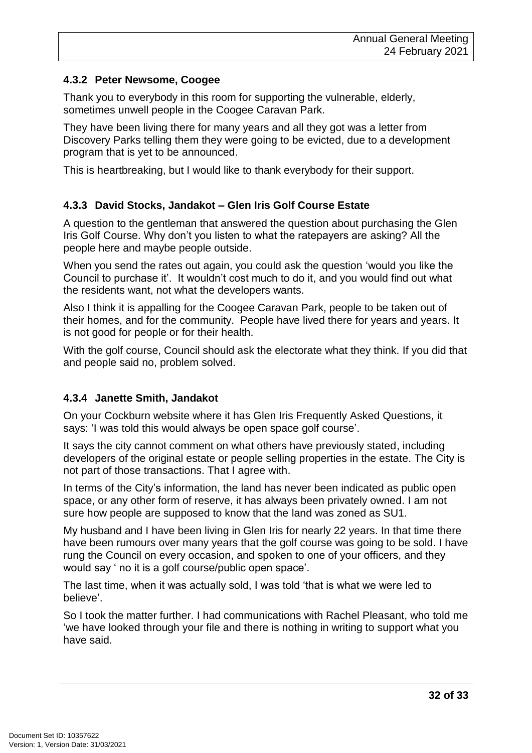### 4.3.2 Peter Newsome, Coogee

Thank you to everybody in this room for supporting the vulnerable, elderly, sometimes unwell people in the Coogee Caravan Park.

They have been living there for many years and all they got was a letter from Discovery Parks telling them they were going to be evicted, due to a development program that is yet to be announced.

This is heartbreaking, but I would like to thank everybody for their support.

### 4.3.3 David Stocks, Jandakot – Glen Iris Golf Course Estate

A question to the gentleman that answered the question about purchasing the Glen Iris Golf Course. Why don't you listen to what the ratepayers are asking? All the people here and maybe people outside.

When you send the rates out again, you could ask the question 'would you like the Council to purchase it'. It wouldn't cost much to do it, and you would find out what the residents want, not what the developers wants.

Also I think it is appalling for the Coogee Caravan Park, people to be taken out of their homes, and for the community. People have lived there for years and years. It is not good for people or for their health.

With the golf course, Council should ask the electorate what they think. If you did that and people said no, problem solved.

### 4.3.4 Janette Smith, Jandakot

On your Cockburn website where it has Glen Iris Frequently Asked Questions, it says: 'I was told this would always be open space golf course'.

It says the city cannot comment on what others have previously stated, including developers of the original estate or people selling properties in the estate. The City is not part of those transactions. That I agree with.

In terms of the City's information, the land has never been indicated as public open space, or any other form of reserve, it has always been privately owned. I am not sure how people are supposed to know that the land was zoned as SU1.

My husband and I have been living in Glen Iris for nearly 22 years. In that time there have been rumours over many years that the golf course was going to be sold. I have rung the Council on every occasion, and spoken to one of your officers, and they would say ' no it is a golf course/public open space'.

The last time, when it was actually sold, I was told 'that is what we were led to believe'.

So I took the matter further. I had communications with Rachel Pleasant, who told me 'we have looked through your file and there is nothing in writing to support what you have said.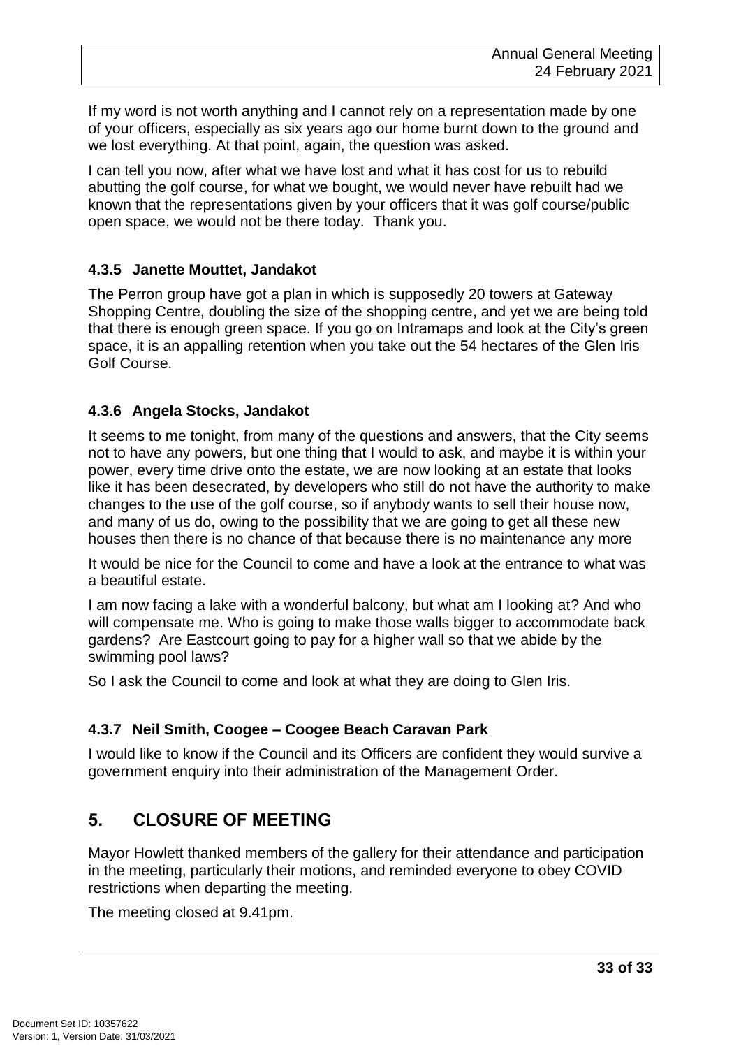If my word is not worth anything and I cannot rely on a representation made by one of your officers, especially as six years ago our home burnt down to the ground and we lost everything. At that point, again, the question was asked.

I can tell you now, after what we have lost and what it has cost for us to rebuild abutting the golf course, for what we bought, we would never have rebuilt had we known that the representations given by your officers that it was golf course/public open space, we would not be there today. Thank you.

### 4.3.5 Janette Mouttet, Jandakot

The Perron group have got a plan in which is supposedly 20 towers at Gateway Shopping Centre, doubling the size of the shopping centre, and yet we are being told that there is enough green space. If you go on Intramaps and look at the City's green space, it is an appalling retention when you take out the 54 hectares of the Glen Iris Golf Course.

### 4.3.6 Angela Stocks, Jandakot

It seems to me tonight, from many of the questions and answers, that the City seems not to have any powers, but one thing that I would to ask, and maybe it is within your power, every time drive onto the estate, we are now looking at an estate that looks like it has been desecrated, by developers who still do not have the authority to make changes to the use of the golf course, so if anybody wants to sell their house now, and many of us do, owing to the possibility that we are going to get all these new houses then there is no chance of that because there is no maintenance any more

It would be nice for the Council to come and have a look at the entrance to what was a beautiful estate.

I am now facing a lake with a wonderful balcony, but what am I looking at? And who will compensate me. Who is going to make those walls bigger to accommodate back gardens? Are Eastcourt going to pay for a higher wall so that we abide by the swimming pool laws?

So I ask the Council to come and look at what they are doing to Glen Iris.

### 4.3.7 Neil Smith, Coogee – Coogee Beach Caravan Park

I would like to know if the Council and its Officers are confident they would survive a government enquiry into their administration of the Management Order.

## 5. CLOSURE OF MEETING

Mayor Howlett thanked members of the gallery for their attendance and participation in the meeting, particularly their motions, and reminded everyone to obey COVID restrictions when departing the meeting.

The meeting closed at 9.41pm.